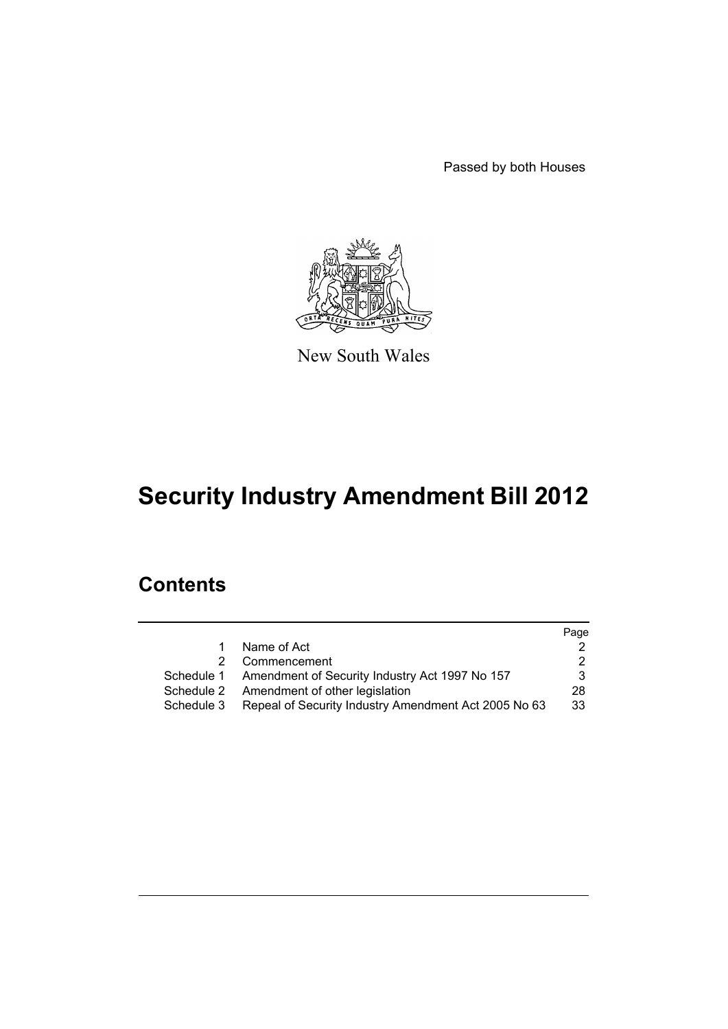Passed by both Houses

New South Wales

# Security Industry Amendment Bill 2012

## Contents

| | | Page |
|---|---|---|
| 1 | Name of Act | 2 |
| 2 | Commencement | 2 |
| Schedule 1 | Amendment of Security Industry Act 1997 No 157 | 3 |
| Schedule 2 | Amendment of other legislation | 28 |
| Schedule 3 | Repeal of Security Industry Amendment Act 2005 No 63 | 33 |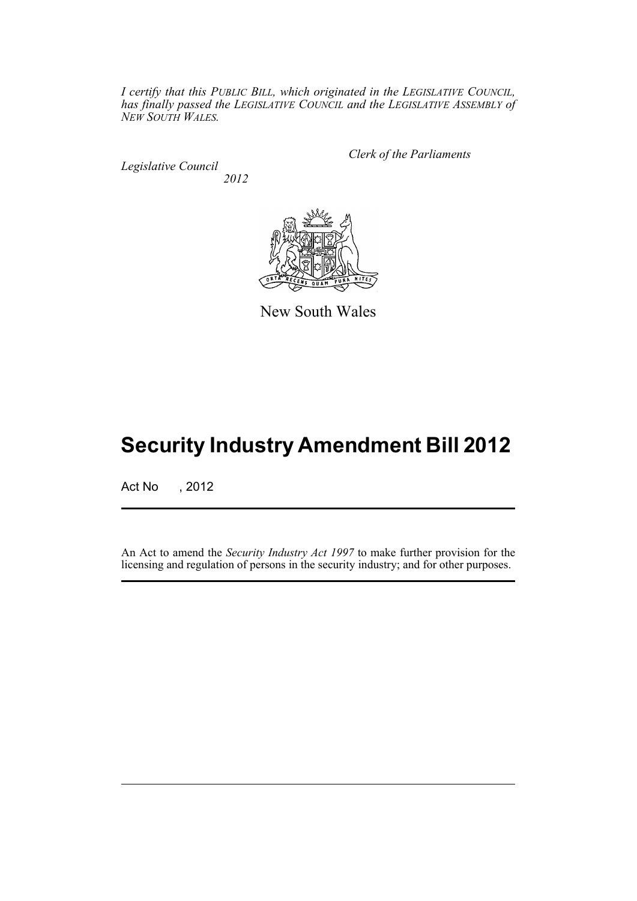*I certify that this PUBLIC BILL, which originated in the LEGISLATIVE COUNCIL, has finally passed the LEGISLATIVE COUNCIL and the LEGISLATIVE ASSEMBLY of NEW SOUTH WALES.*

*Clerk of the Parliaments*

*Legislative Council*

*2012*

New South Wales

# Security Industry Amendment Bill 2012

Act No , 2012

An Act to amend the *Security Industry Act 1997* to make further provision for the licensing and regulation of persons in the security industry; and for other purposes.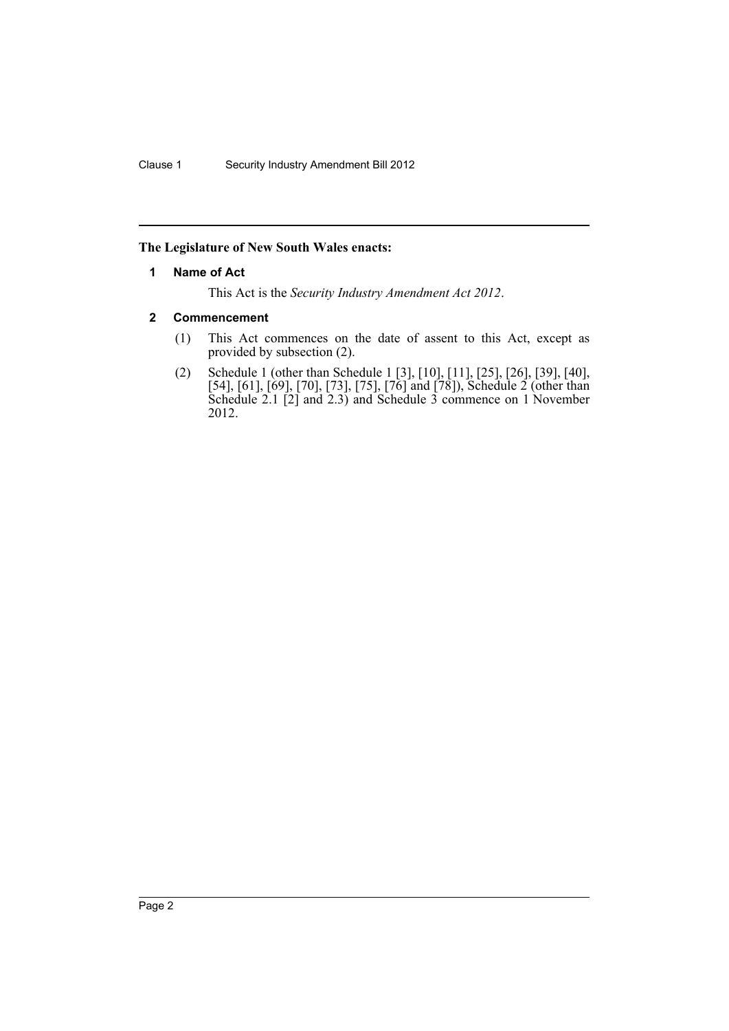**The Legislature of New South Wales enacts:**

### 1 Name of Act

This Act is the *Security Industry Amendment Act 2012*.

### 2 Commencement

(1) This Act commences on the date of assent to this Act, except as provided by subsection (2).

(2) Schedule 1 (other than Schedule 1 [3], [10], [11], [25], [26], [39], [40], [54], [61], [69], [70], [73], [75], [76] and [78]), Schedule 2 (other than Schedule 2.1 [2] and 2.3) and Schedule 3 commence on 1 November 2012.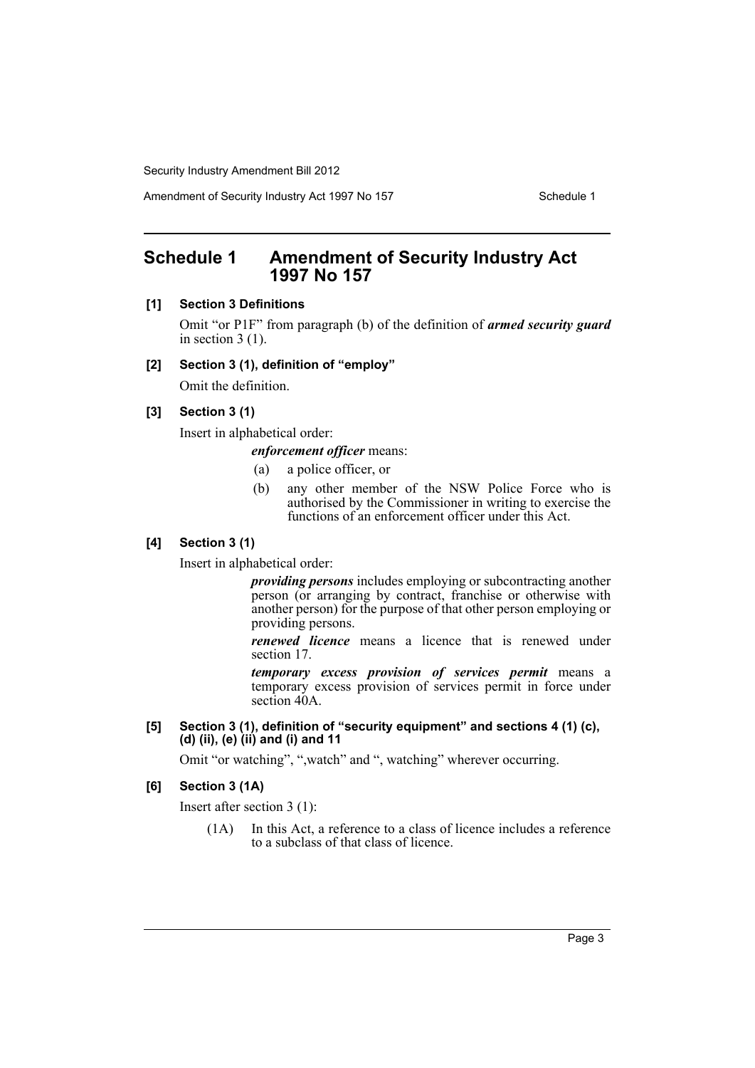# Schedule 1 Amendment of Security Industry Act 1997 No 157

**[1] Section 3 Definitions**

Omit "or P1F" from paragraph (b) of the definition of ***armed security guard*** in section 3 (1).

**[2] Section 3 (1), definition of "employ"**

Omit the definition.

**[3] Section 3 (1)**

Insert in alphabetical order:

> ***enforcement officer*** means:
>
> (a) a police officer, or
>
> (b) any other member of the NSW Police Force who is authorised by the Commissioner in writing to exercise the functions of an enforcement officer under this Act.

**[4] Section 3 (1)**

Insert in alphabetical order:

> ***providing persons*** includes employing or subcontracting another person (or arranging by contract, franchise or otherwise with another person) for the purpose of that other person employing or providing persons.
>
> ***renewed licence*** means a licence that is renewed under section 17.
>
> ***temporary excess provision of services permit*** means a temporary excess provision of services permit in force under section 40A.

**[5] Section 3 (1), definition of "security equipment" and sections 4 (1) (c), (d) (ii), (e) (ii) and (i) and 11**

Omit "or watching", ",watch" and ", watching" wherever occurring.

**[6] Section 3 (1A)**

Insert after section 3 (1):

> (1A) In this Act, a reference to a class of licence includes a reference to a subclass of that class of licence.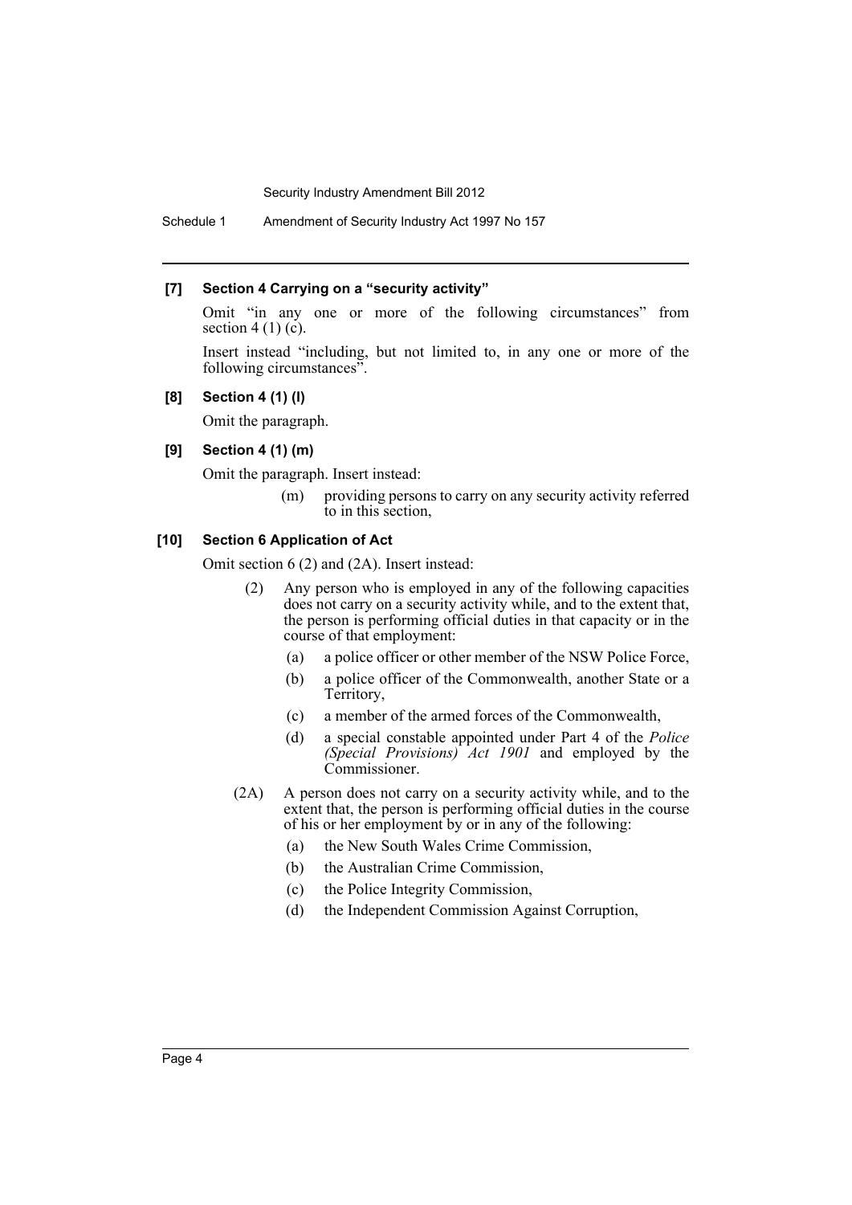### [7] Section 4 Carrying on a "security activity"

Omit "in any one or more of the following circumstances" from section 4 (1) (c).

Insert instead "including, but not limited to, in any one or more of the following circumstances".

### [8] Section 4 (1) (l)

Omit the paragraph.

### [9] Section 4 (1) (m)

Omit the paragraph. Insert instead:

> (m) providing persons to carry on any security activity referred to in this section,

### [10] Section 6 Application of Act

Omit section 6 (2) and (2A). Insert instead:

> (2) Any person who is employed in any of the following capacities does not carry on a security activity while, and to the extent that, the person is performing official duties in that capacity or in the course of that employment:
>
> (a) a police officer or other member of the NSW Police Force,
>
> (b) a police officer of the Commonwealth, another State or a Territory,
>
> (c) a member of the armed forces of the Commonwealth,
>
> (d) a special constable appointed under Part 4 of the *Police (Special Provisions) Act 1901* and employed by the Commissioner.
>
> (2A) A person does not carry on a security activity while, and to the extent that, the person is performing official duties in the course of his or her employment by or in any of the following:
>
> (a) the New South Wales Crime Commission,
>
> (b) the Australian Crime Commission,
>
> (c) the Police Integrity Commission,
>
> (d) the Independent Commission Against Corruption,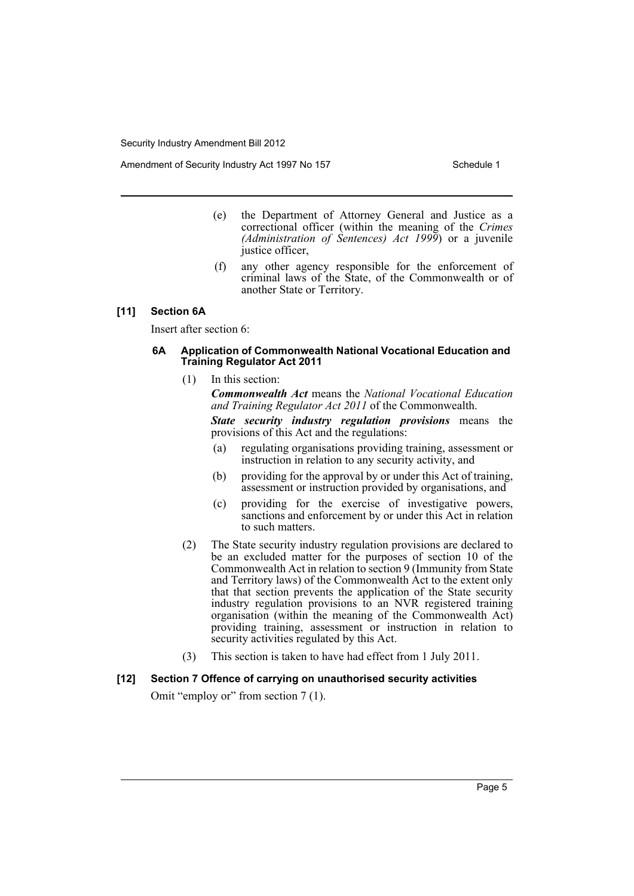(e) the Department of Attorney General and Justice as a correctional officer (within the meaning of the *Crimes (Administration of Sentences) Act 1999*) or a juvenile justice officer,

(f) any other agency responsible for the enforcement of criminal laws of the State, of the Commonwealth or of another State or Territory.

### [11] Section 6A

Insert after section 6:

#### 6A Application of Commonwealth National Vocational Education and Training Regulator Act 2011

(1) In this section:

***Commonwealth Act*** means the *National Vocational Education and Training Regulator Act 2011* of the Commonwealth.

***State security industry regulation provisions*** means the provisions of this Act and the regulations:

(a) regulating organisations providing training, assessment or instruction in relation to any security activity, and

(b) providing for the approval by or under this Act of training, assessment or instruction provided by organisations, and

(c) providing for the exercise of investigative powers, sanctions and enforcement by or under this Act in relation to such matters.

(2) The State security industry regulation provisions are declared to be an excluded matter for the purposes of section 10 of the Commonwealth Act in relation to section 9 (Immunity from State and Territory laws) of the Commonwealth Act to the extent only that that section prevents the application of the State security industry regulation provisions to an NVR registered training organisation (within the meaning of the Commonwealth Act) providing training, assessment or instruction in relation to security activities regulated by this Act.

(3) This section is taken to have had effect from 1 July 2011.

### [12] Section 7 Offence of carrying on unauthorised security activities

Omit "employ or" from section 7 (1).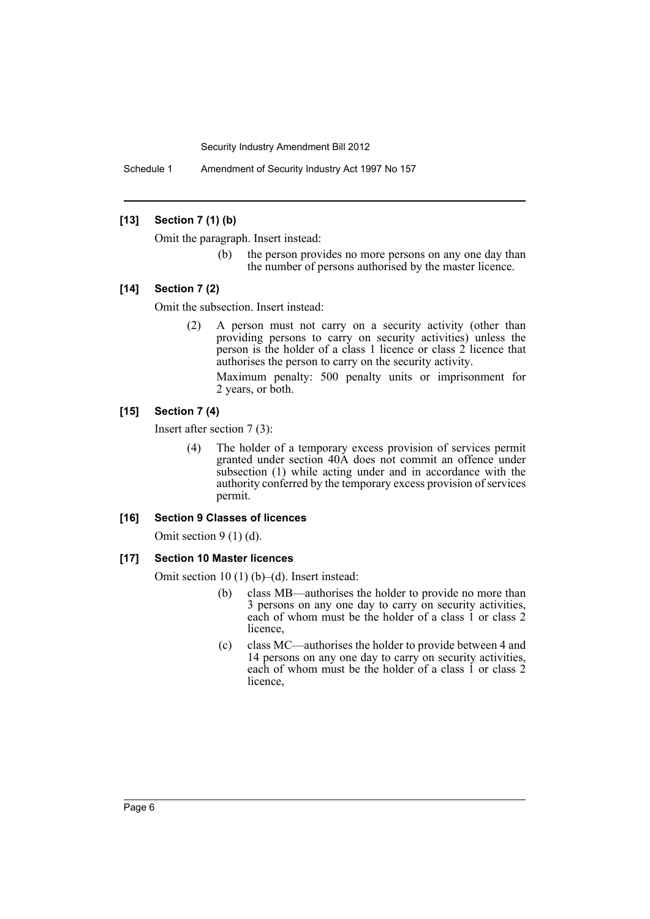#### [13] Section 7 (1) (b)

Omit the paragraph. Insert instead:

> (b) the person provides no more persons on any one day than the number of persons authorised by the master licence.

#### [14] Section 7 (2)

Omit the subsection. Insert instead:

> (2) A person must not carry on a security activity (other than providing persons to carry on security activities) unless the person is the holder of a class 1 licence or class 2 licence that authorises the person to carry on the security activity.
>
> Maximum penalty: 500 penalty units or imprisonment for 2 years, or both.

#### [15] Section 7 (4)

Insert after section 7 (3):

> (4) The holder of a temporary excess provision of services permit granted under section 40A does not commit an offence under subsection (1) while acting under and in accordance with the authority conferred by the temporary excess provision of services permit.

#### [16] Section 9 Classes of licences

Omit section 9 (1) (d).

#### [17] Section 10 Master licences

Omit section 10 (1) (b)–(d). Insert instead:

> (b) class MB—authorises the holder to provide no more than 3 persons on any one day to carry on security activities, each of whom must be the holder of a class 1 or class 2 licence,
>
> (c) class MC—authorises the holder to provide between 4 and 14 persons on any one day to carry on security activities, each of whom must be the holder of a class 1 or class 2 licence,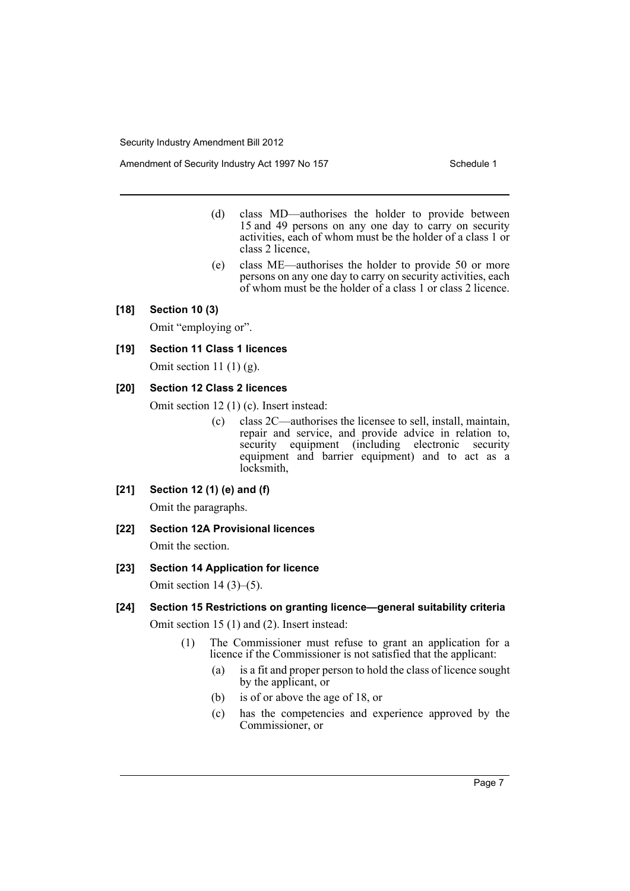(d) class MD—authorises the holder to provide between 15 and 49 persons on any one day to carry on security activities, each of whom must be the holder of a class 1 or class 2 licence,

(e) class ME—authorises the holder to provide 50 or more persons on any one day to carry on security activities, each of whom must be the holder of a class 1 or class 2 licence.

**[18] Section 10 (3)**

Omit "employing or".

**[19] Section 11 Class 1 licences**

Omit section 11 (1) (g).

**[20] Section 12 Class 2 licences**

Omit section 12 (1) (c). Insert instead:

(c) class 2C—authorises the licensee to sell, install, maintain, repair and service, and provide advice in relation to, security equipment (including electronic security equipment and barrier equipment) and to act as a locksmith,

**[21] Section 12 (1) (e) and (f)**

Omit the paragraphs.

**[22] Section 12A Provisional licences**

Omit the section.

**[23] Section 14 Application for licence**

Omit section 14 (3)–(5).

**[24] Section 15 Restrictions on granting licence—general suitability criteria**

Omit section 15 (1) and (2). Insert instead:

(1) The Commissioner must refuse to grant an application for a licence if the Commissioner is not satisfied that the applicant:

(a) is a fit and proper person to hold the class of licence sought by the applicant, or

(b) is of or above the age of 18, or

(c) has the competencies and experience approved by the Commissioner, or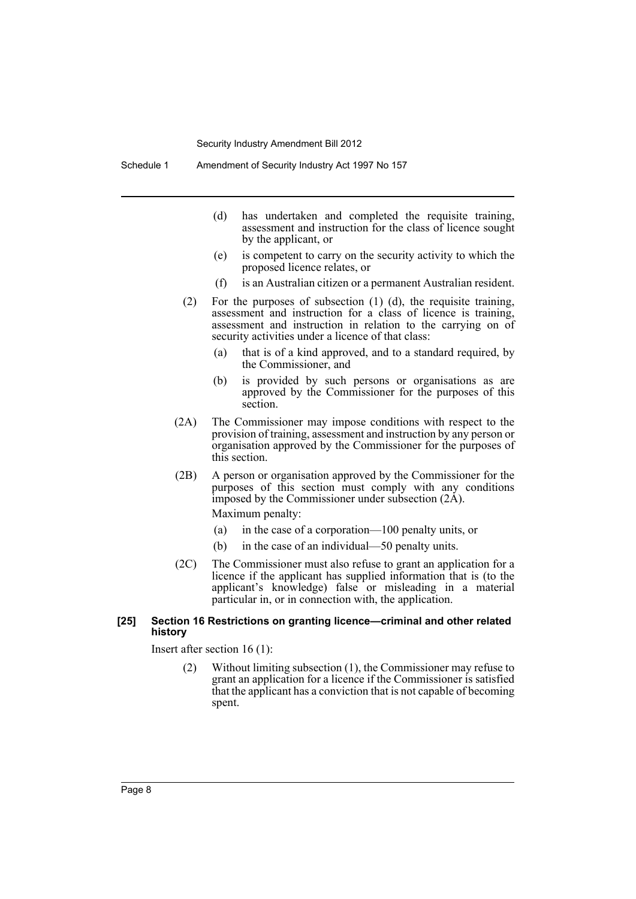(d) has undertaken and completed the requisite training, assessment and instruction for the class of licence sought by the applicant, or

(e) is competent to carry on the security activity to which the proposed licence relates, or

(f) is an Australian citizen or a permanent Australian resident.

(2) For the purposes of subsection (1) (d), the requisite training, assessment and instruction for a class of licence is training, assessment and instruction in relation to the carrying on of security activities under a licence of that class:

(a) that is of a kind approved, and to a standard required, by the Commissioner, and

(b) is provided by such persons or organisations as are approved by the Commissioner for the purposes of this section.

(2A) The Commissioner may impose conditions with respect to the provision of training, assessment and instruction by any person or organisation approved by the Commissioner for the purposes of this section.

(2B) A person or organisation approved by the Commissioner for the purposes of this section must comply with any conditions imposed by the Commissioner under subsection (2A).

Maximum penalty:

(a) in the case of a corporation—100 penalty units, or

(b) in the case of an individual—50 penalty units.

(2C) The Commissioner must also refuse to grant an application for a licence if the applicant has supplied information that is (to the applicant's knowledge) false or misleading in a material particular in, or in connection with, the application.

**[25] Section 16 Restrictions on granting licence—criminal and other related history**

Insert after section 16 (1):

(2) Without limiting subsection (1), the Commissioner may refuse to grant an application for a licence if the Commissioner is satisfied that the applicant has a conviction that is not capable of becoming spent.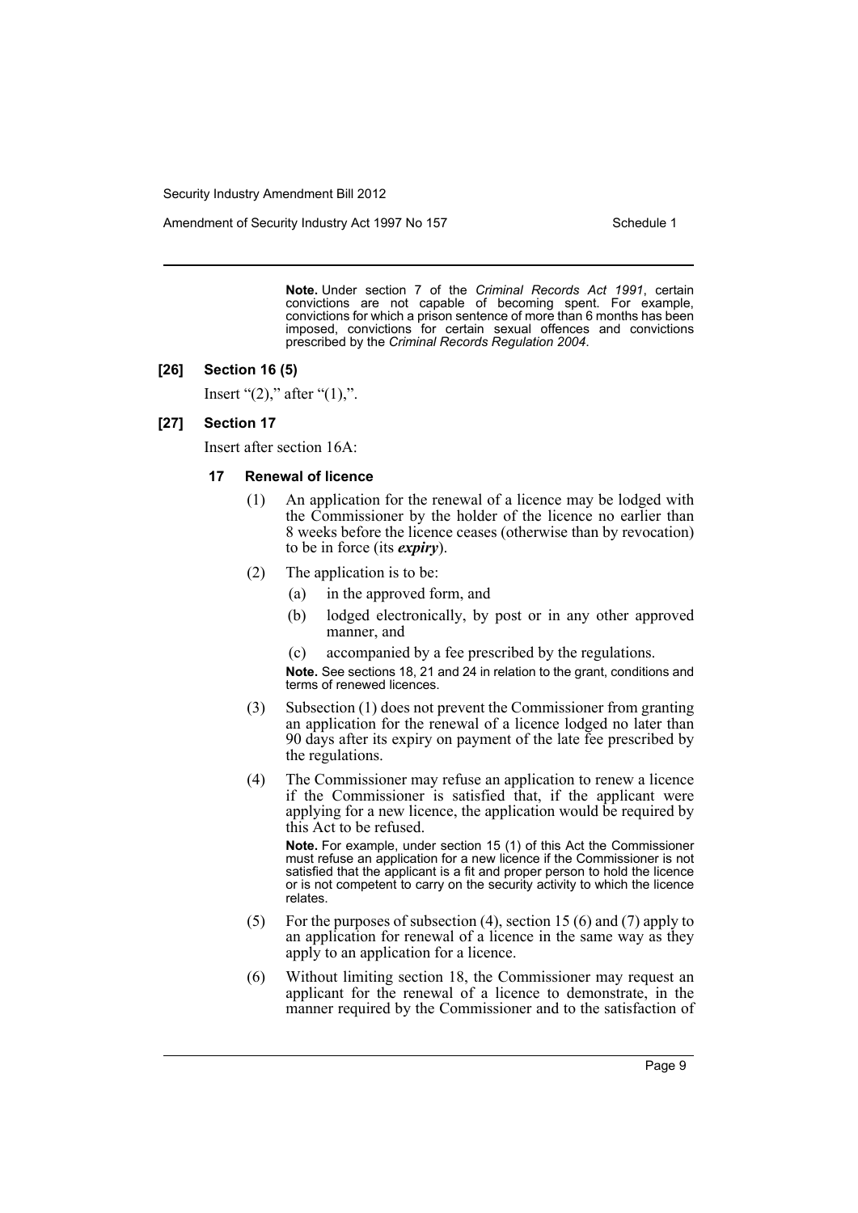**Note.** Under section 7 of the *Criminal Records Act 1991*, certain convictions are not capable of becoming spent. For example, convictions for which a prison sentence of more than 6 months has been imposed, convictions for certain sexual offences and convictions prescribed by the *Criminal Records Regulation 2004*.

### [26] Section 16 (5)

Insert "(2)," after "(1),".

### [27] Section 17

Insert after section 16A:

#### 17 Renewal of licence

(1) An application for the renewal of a licence may be lodged with the Commissioner by the holder of the licence no earlier than 8 weeks before the licence ceases (otherwise than by revocation) to be in force (its ***expiry***).

(2) The application is to be:

- (a) in the approved form, and
- (b) lodged electronically, by post or in any other approved manner, and
- (c) accompanied by a fee prescribed by the regulations.

**Note.** See sections 18, 21 and 24 in relation to the grant, conditions and terms of renewed licences.

(3) Subsection (1) does not prevent the Commissioner from granting an application for the renewal of a licence lodged no later than 90 days after its expiry on payment of the late fee prescribed by the regulations.

(4) The Commissioner may refuse an application to renew a licence if the Commissioner is satisfied that, if the applicant were applying for a new licence, the application would be required by this Act to be refused.

**Note.** For example, under section 15 (1) of this Act the Commissioner must refuse an application for a new licence if the Commissioner is not satisfied that the applicant is a fit and proper person to hold the licence or is not competent to carry on the security activity to which the licence relates.

(5) For the purposes of subsection (4), section 15 (6) and (7) apply to an application for renewal of a licence in the same way as they apply to an application for a licence.

(6) Without limiting section 18, the Commissioner may request an applicant for the renewal of a licence to demonstrate, in the manner required by the Commissioner and to the satisfaction of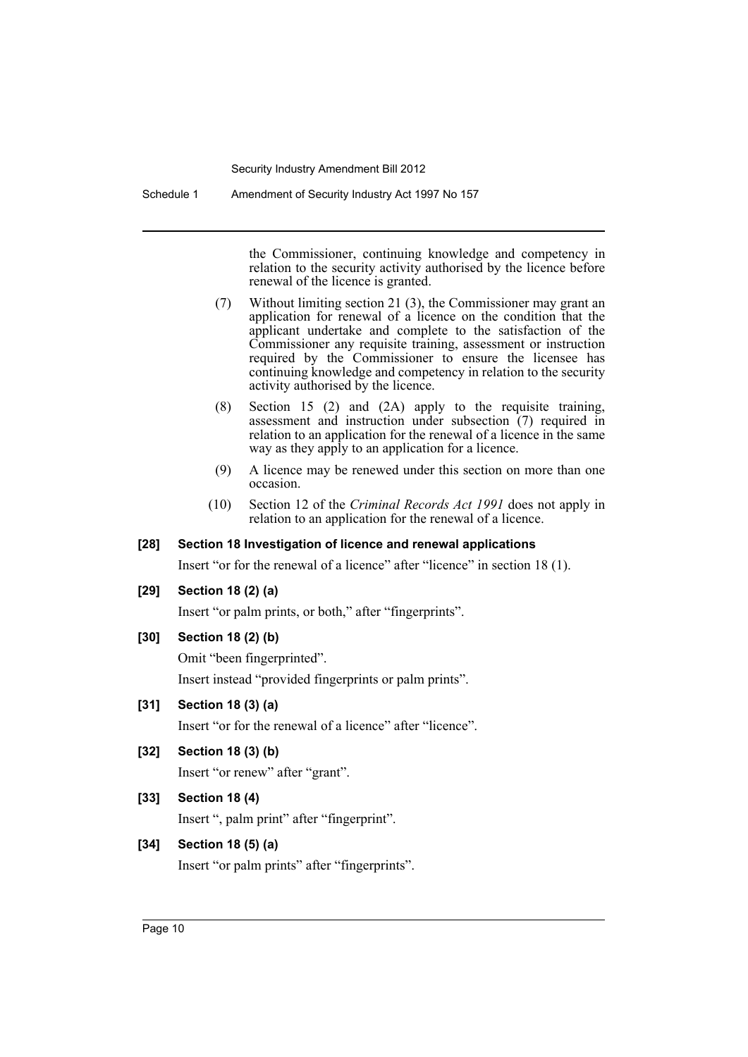the Commissioner, continuing knowledge and competency in relation to the security activity authorised by the licence before renewal of the licence is granted.

(7) Without limiting section 21 (3), the Commissioner may grant an application for renewal of a licence on the condition that the applicant undertake and complete to the satisfaction of the Commissioner any requisite training, assessment or instruction required by the Commissioner to ensure the licensee has continuing knowledge and competency in relation to the security activity authorised by the licence.

(8) Section 15 (2) and (2A) apply to the requisite training, assessment and instruction under subsection (7) required in relation to an application for the renewal of a licence in the same way as they apply to an application for a licence.

(9) A licence may be renewed under this section on more than one occasion.

(10) Section 12 of the *Criminal Records Act 1991* does not apply in relation to an application for the renewal of a licence.

**[28] Section 18 Investigation of licence and renewal applications**

Insert "or for the renewal of a licence" after "licence" in section 18 (1).

**[29] Section 18 (2) (a)**

Insert "or palm prints, or both," after "fingerprints".

**[30] Section 18 (2) (b)**

Omit "been fingerprinted".

Insert instead "provided fingerprints or palm prints".

**[31] Section 18 (3) (a)**

Insert "or for the renewal of a licence" after "licence".

**[32] Section 18 (3) (b)**

Insert "or renew" after "grant".

**[33] Section 18 (4)**

Insert ", palm print" after "fingerprint".

**[34] Section 18 (5) (a)**

Insert "or palm prints" after "fingerprints".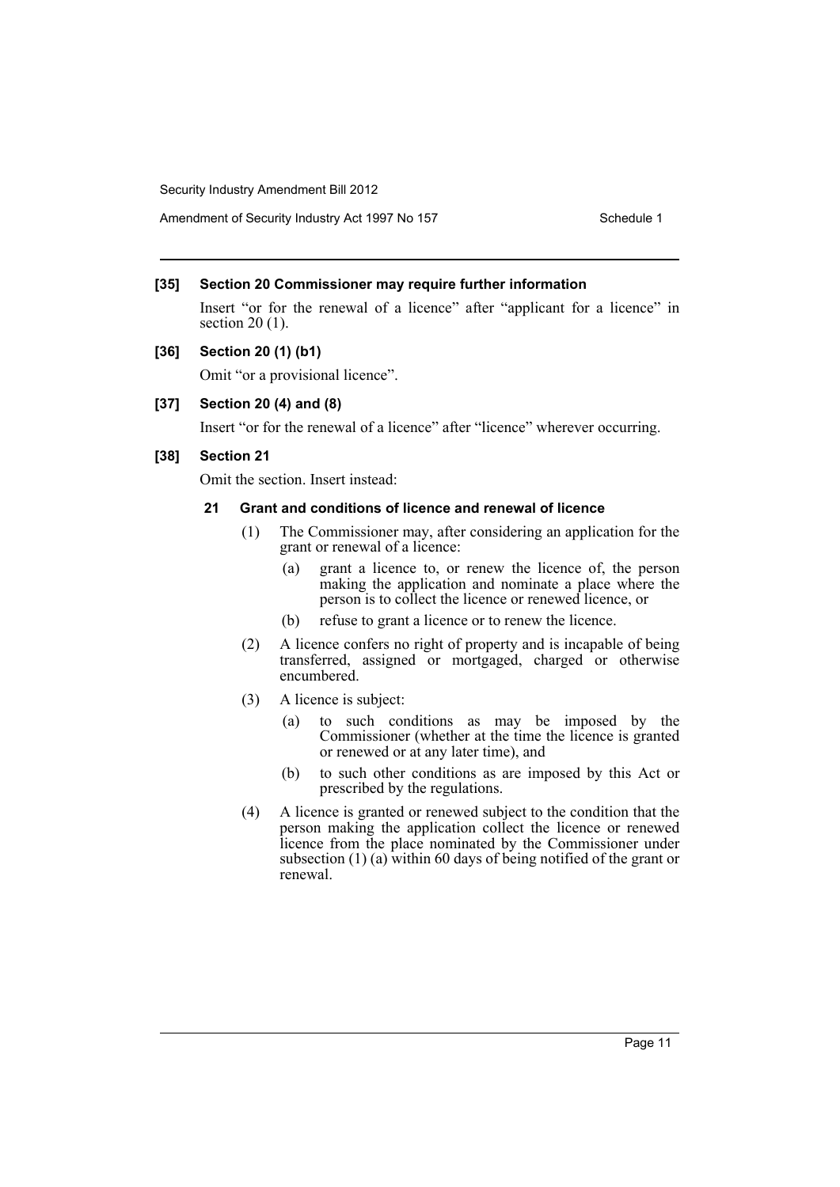**[35] Section 20 Commissioner may require further information**

Insert "or for the renewal of a licence" after "applicant for a licence" in section 20 (1).

**[36] Section 20 (1) (b1)**

Omit "or a provisional licence".

**[37] Section 20 (4) and (8)**

Insert "or for the renewal of a licence" after "licence" wherever occurring.

**[38] Section 21**

Omit the section. Insert instead:

**21 Grant and conditions of licence and renewal of licence**

(1) The Commissioner may, after considering an application for the grant or renewal of a licence:

(a) grant a licence to, or renew the licence of, the person making the application and nominate a place where the person is to collect the licence or renewed licence, or

(b) refuse to grant a licence or to renew the licence.

(2) A licence confers no right of property and is incapable of being transferred, assigned or mortgaged, charged or otherwise encumbered.

(3) A licence is subject:

(a) to such conditions as may be imposed by the Commissioner (whether at the time the licence is granted or renewed or at any later time), and

(b) to such other conditions as are imposed by this Act or prescribed by the regulations.

(4) A licence is granted or renewed subject to the condition that the person making the application collect the licence or renewed licence from the place nominated by the Commissioner under subsection (1) (a) within 60 days of being notified of the grant or renewal.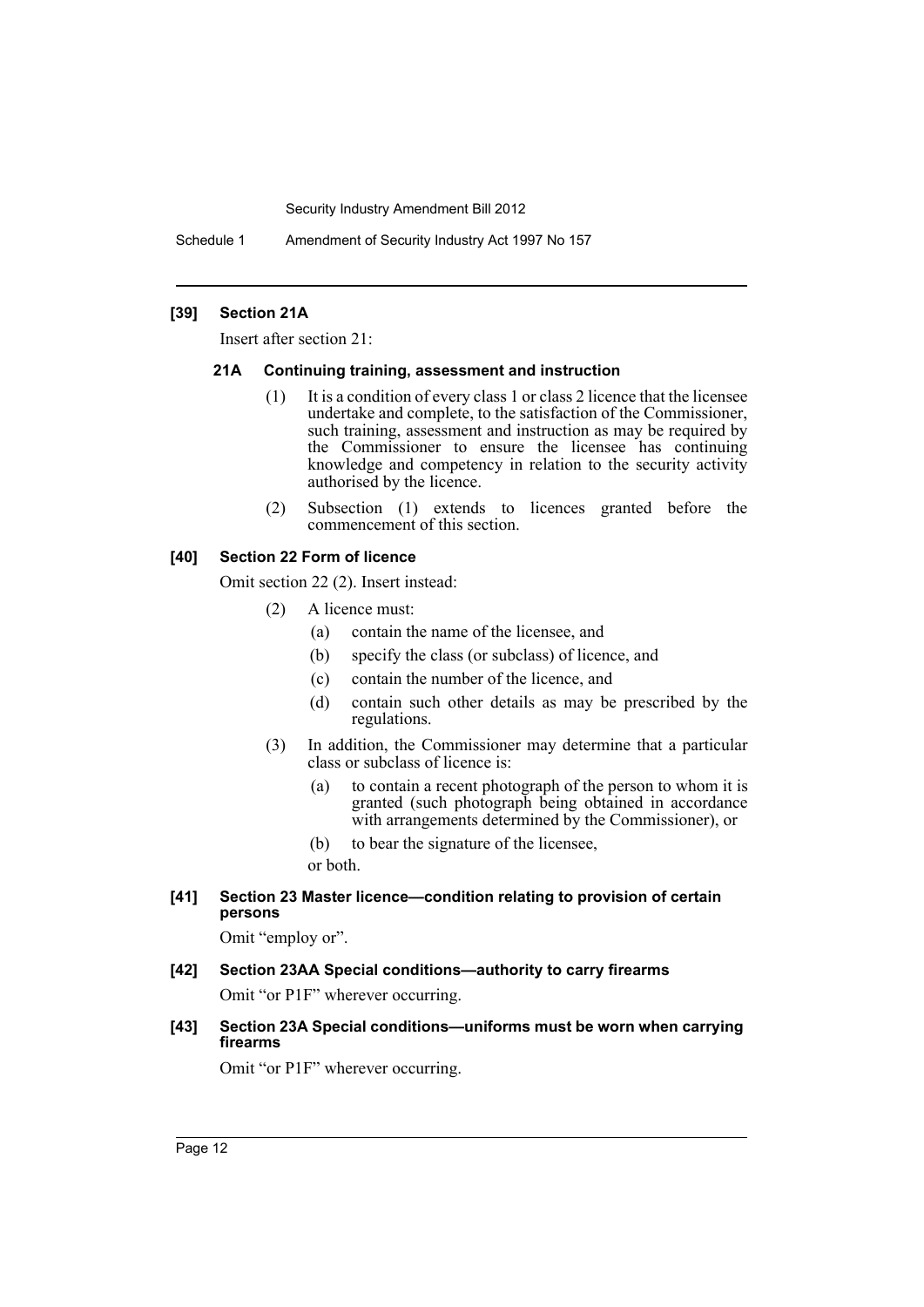### [39] Section 21A

Insert after section 21:

#### 21A Continuing training, assessment and instruction

(1) It is a condition of every class 1 or class 2 licence that the licensee undertake and complete, to the satisfaction of the Commissioner, such training, assessment and instruction as may be required by the Commissioner to ensure the licensee has continuing knowledge and competency in relation to the security activity authorised by the licence.

(2) Subsection (1) extends to licences granted before the commencement of this section.

### [40] Section 22 Form of licence

Omit section 22 (2). Insert instead:

(2) A licence must:

- (a) contain the name of the licensee, and
- (b) specify the class (or subclass) of licence, and
- (c) contain the number of the licence, and
- (d) contain such other details as may be prescribed by the regulations.

(3) In addition, the Commissioner may determine that a particular class or subclass of licence is:

- (a) to contain a recent photograph of the person to whom it is granted (such photograph being obtained in accordance with arrangements determined by the Commissioner), or
- (b) to bear the signature of the licensee,

or both.

### [41] Section 23 Master licence—condition relating to provision of certain persons

Omit "employ or".

### [42] Section 23AA Special conditions—authority to carry firearms

Omit "or P1F" wherever occurring.

### [43] Section 23A Special conditions—uniforms must be worn when carrying firearms

Omit "or P1F" wherever occurring.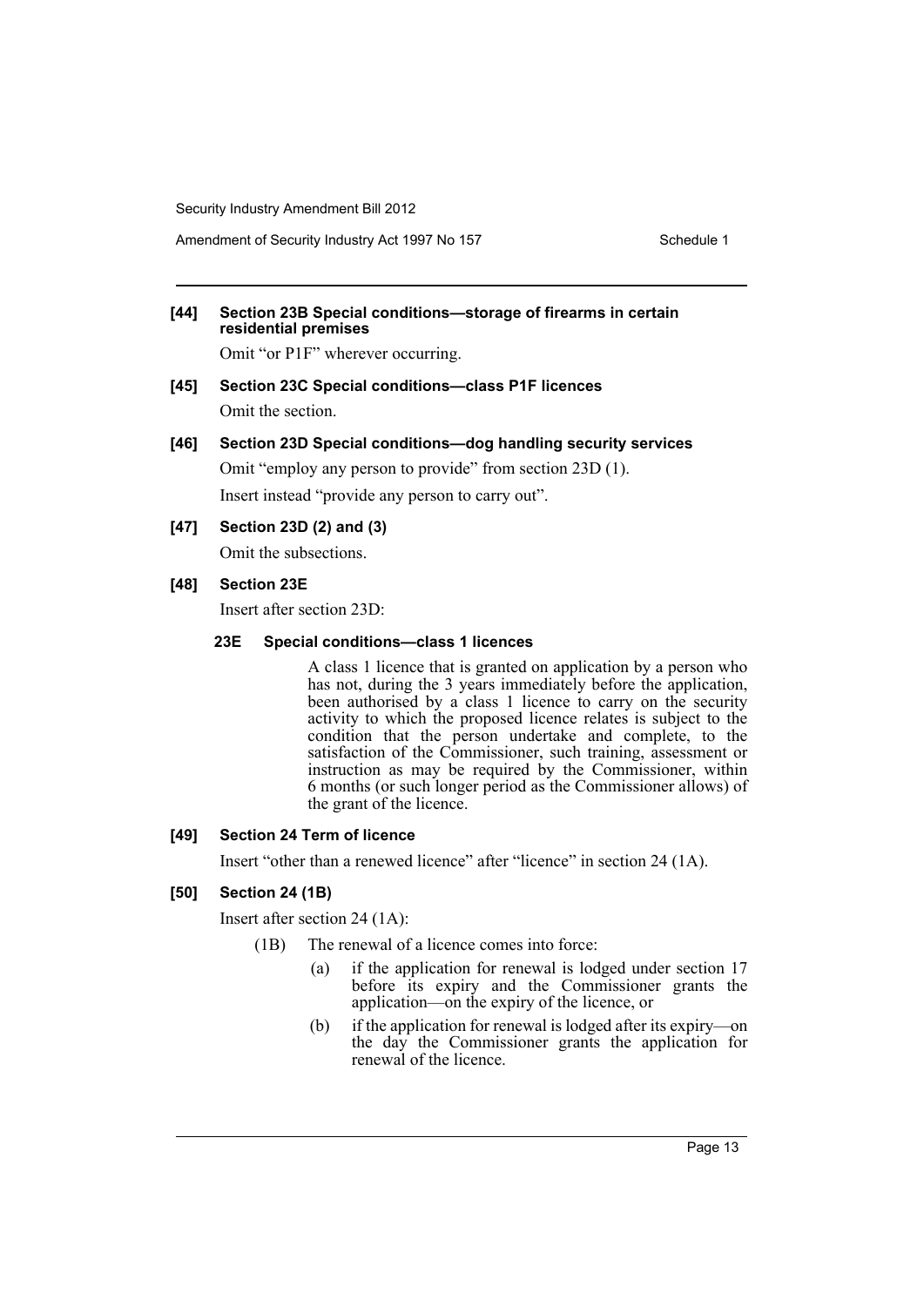**[44] Section 23B Special conditions—storage of firearms in certain residential premises**

Omit "or P1F" wherever occurring.

**[45] Section 23C Special conditions—class P1F licences**

Omit the section.

**[46] Section 23D Special conditions—dog handling security services**

Omit "employ any person to provide" from section 23D (1).

Insert instead "provide any person to carry out".

**[47] Section 23D (2) and (3)**

Omit the subsections.

**[48] Section 23E**

Insert after section 23D:

**23E Special conditions—class 1 licences**

A class 1 licence that is granted on application by a person who has not, during the 3 years immediately before the application, been authorised by a class 1 licence to carry on the security activity to which the proposed licence relates is subject to the condition that the person undertake and complete, to the satisfaction of the Commissioner, such training, assessment or instruction as may be required by the Commissioner, within 6 months (or such longer period as the Commissioner allows) of the grant of the licence.

**[49] Section 24 Term of licence**

Insert "other than a renewed licence" after "licence" in section 24 (1A).

**[50] Section 24 (1B)**

Insert after section 24 (1A):

(1B) The renewal of a licence comes into force:

- (a) if the application for renewal is lodged under section 17 before its expiry and the Commissioner grants the application—on the expiry of the licence, or
- (b) if the application for renewal is lodged after its expiry—on the day the Commissioner grants the application for renewal of the licence.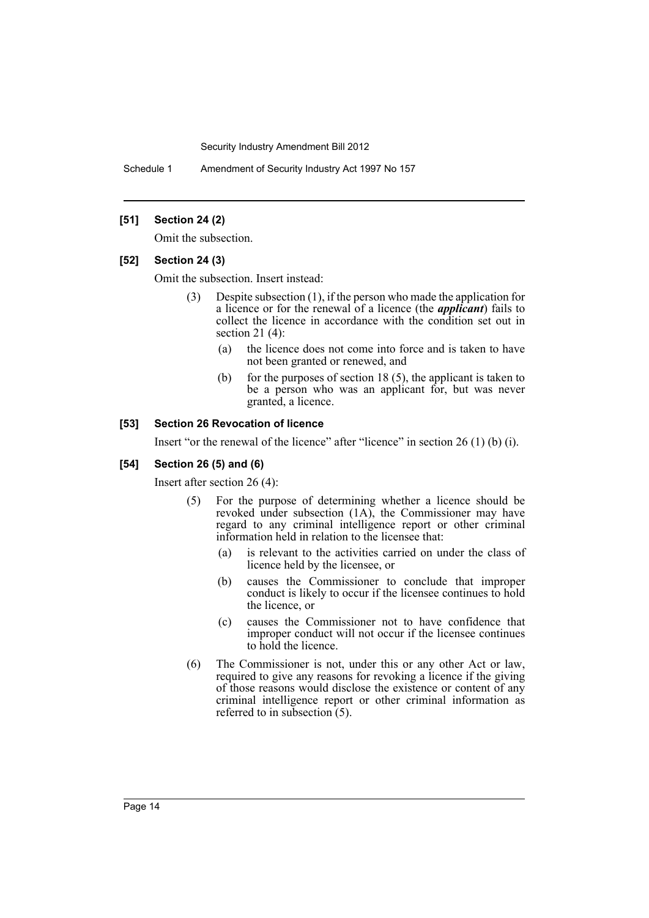### [51] Section 24 (2)

Omit the subsection.

### [52] Section 24 (3)

Omit the subsection. Insert instead:

> (3) Despite subsection (1), if the person who made the application for a licence or for the renewal of a licence (the ***applicant***) fails to collect the licence in accordance with the condition set out in section 21 (4):
>
> (a) the licence does not come into force and is taken to have not been granted or renewed, and
>
> (b) for the purposes of section 18 (5), the applicant is taken to be a person who was an applicant for, but was never granted, a licence.

### [53] Section 26 Revocation of licence

Insert "or the renewal of the licence" after "licence" in section 26 (1) (b) (i).

### [54] Section 26 (5) and (6)

Insert after section 26 (4):

> (5) For the purpose of determining whether a licence should be revoked under subsection (1A), the Commissioner may have regard to any criminal intelligence report or other criminal information held in relation to the licensee that:
>
> (a) is relevant to the activities carried on under the class of licence held by the licensee, or
>
> (b) causes the Commissioner to conclude that improper conduct is likely to occur if the licensee continues to hold the licence, or
>
> (c) causes the Commissioner not to have confidence that improper conduct will not occur if the licensee continues to hold the licence.
>
> (6) The Commissioner is not, under this or any other Act or law, required to give any reasons for revoking a licence if the giving of those reasons would disclose the existence or content of any criminal intelligence report or other criminal information as referred to in subsection (5).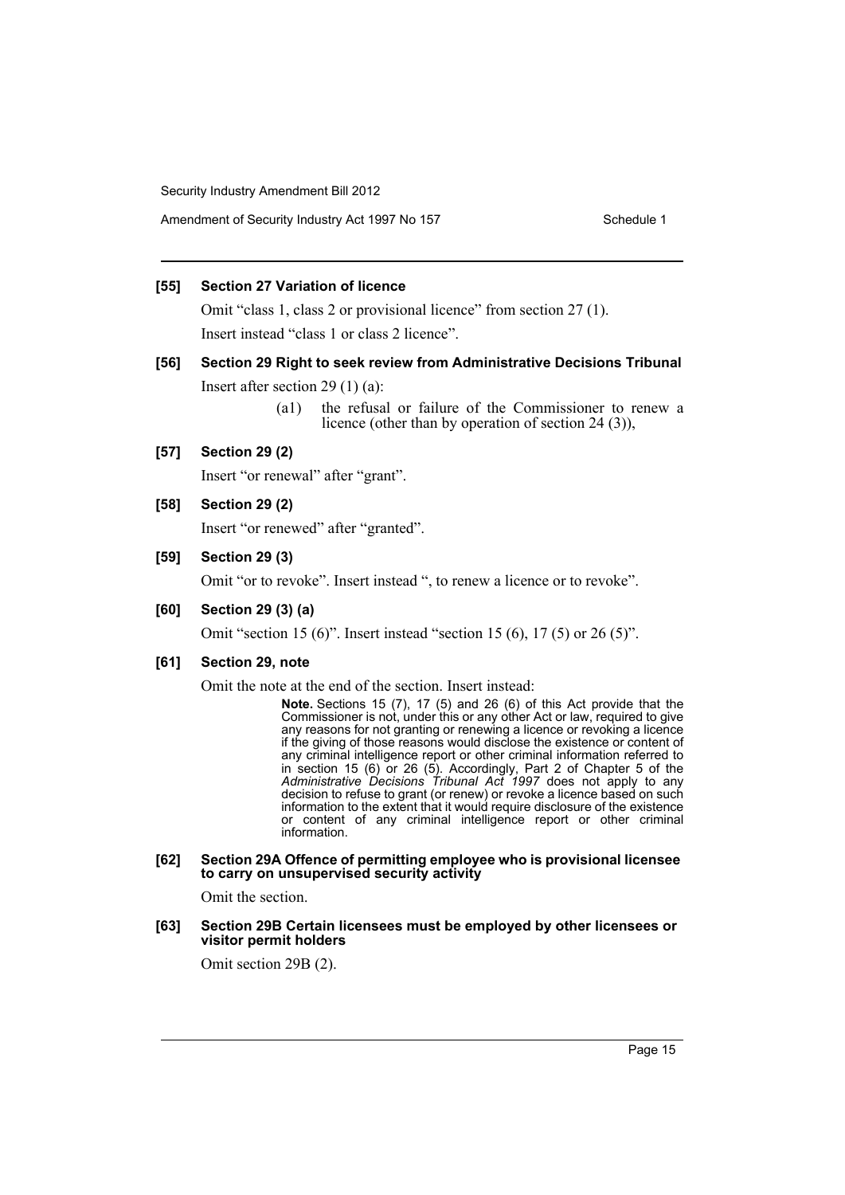**[55] Section 27 Variation of licence**

Omit "class 1, class 2 or provisional licence" from section 27 (1).

Insert instead "class 1 or class 2 licence".

**[56] Section 29 Right to seek review from Administrative Decisions Tribunal**

Insert after section 29 (1) (a):

> (a1) the refusal or failure of the Commissioner to renew a licence (other than by operation of section 24 (3)),

**[57] Section 29 (2)**

Insert "or renewal" after "grant".

**[58] Section 29 (2)**

Insert "or renewed" after "granted".

**[59] Section 29 (3)**

Omit "or to revoke". Insert instead ", to renew a licence or to revoke".

**[60] Section 29 (3) (a)**

Omit "section 15 (6)". Insert instead "section 15 (6), 17 (5) or 26 (5)".

**[61] Section 29, note**

Omit the note at the end of the section. Insert instead:

> **Note.** Sections 15 (7), 17 (5) and 26 (6) of this Act provide that the Commissioner is not, under this or any other Act or law, required to give any reasons for not granting or renewing a licence or revoking a licence if the giving of those reasons would disclose the existence or content of any criminal intelligence report or other criminal information referred to in section 15 (6) or 26 (5). Accordingly, Part 2 of Chapter 5 of the *Administrative Decisions Tribunal Act 1997* does not apply to any decision to refuse to grant (or renew) or revoke a licence based on such information to the extent that it would require disclosure of the existence or content of any criminal intelligence report or other criminal information.

**[62] Section 29A Offence of permitting employee who is provisional licensee to carry on unsupervised security activity**

Omit the section.

**[63] Section 29B Certain licensees must be employed by other licensees or visitor permit holders**

Omit section 29B (2).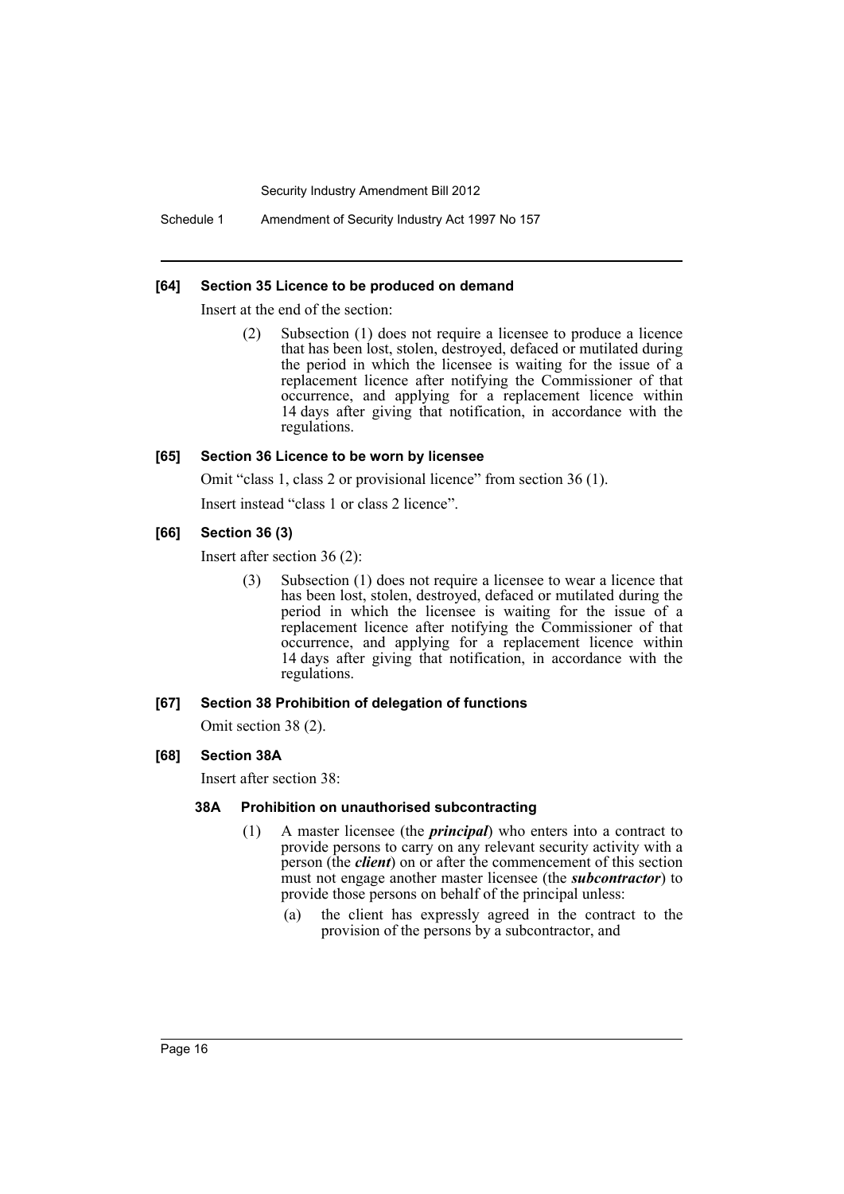#### [64] Section 35 Licence to be produced on demand

Insert at the end of the section:

> (2) Subsection (1) does not require a licensee to produce a licence that has been lost, stolen, destroyed, defaced or mutilated during the period in which the licensee is waiting for the issue of a replacement licence after notifying the Commissioner of that occurrence, and applying for a replacement licence within 14 days after giving that notification, in accordance with the regulations.

#### [65] Section 36 Licence to be worn by licensee

Omit "class 1, class 2 or provisional licence" from section 36 (1).

Insert instead "class 1 or class 2 licence".

#### [66] Section 36 (3)

Insert after section 36 (2):

> (3) Subsection (1) does not require a licensee to wear a licence that has been lost, stolen, destroyed, defaced or mutilated during the period in which the licensee is waiting for the issue of a replacement licence after notifying the Commissioner of that occurrence, and applying for a replacement licence within 14 days after giving that notification, in accordance with the regulations.

#### [67] Section 38 Prohibition of delegation of functions

Omit section 38 (2).

#### [68] Section 38A

Insert after section 38:

##### 38A Prohibition on unauthorised subcontracting

> (1) A master licensee (the ***principal***) who enters into a contract to provide persons to carry on any relevant security activity with a person (the ***client***) on or after the commencement of this section must not engage another master licensee (the ***subcontractor***) to provide those persons on behalf of the principal unless:
>
> (a) the client has expressly agreed in the contract to the provision of the persons by a subcontractor, and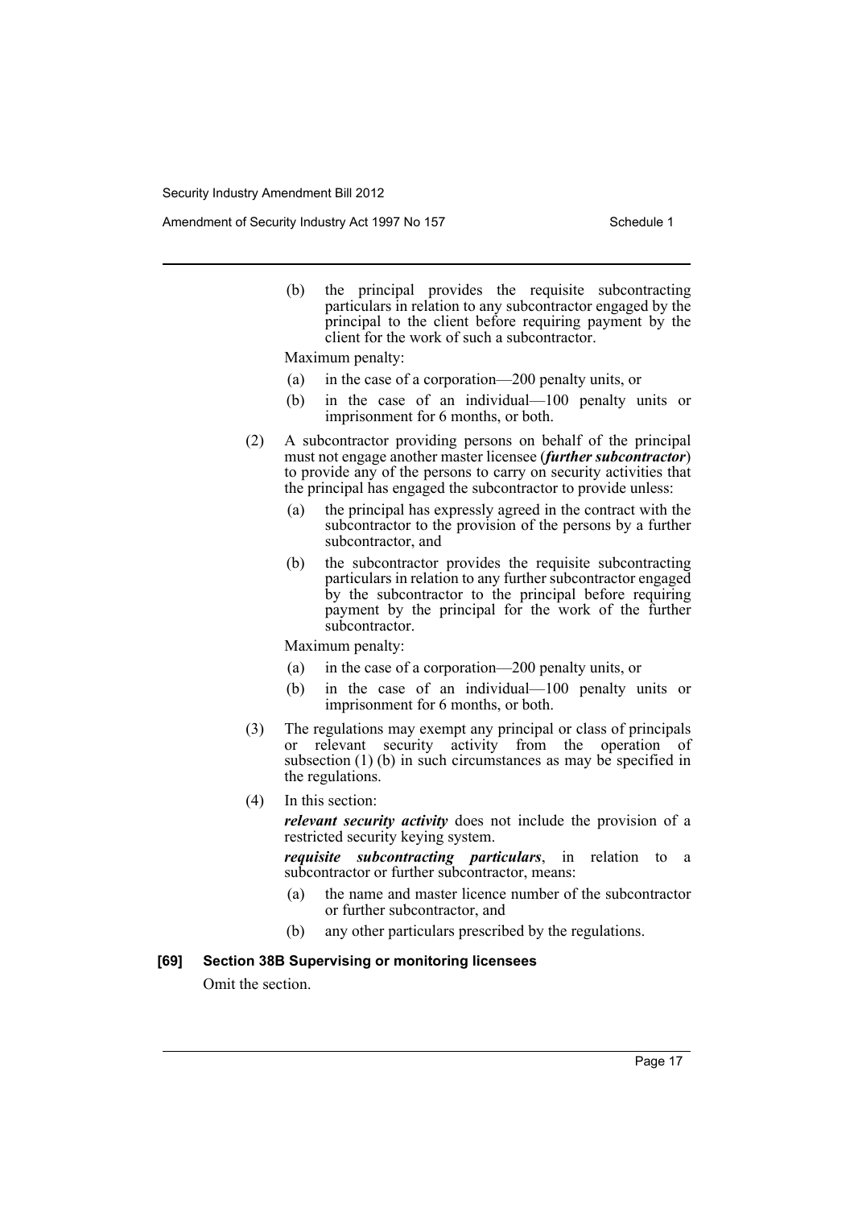(b) the principal provides the requisite subcontracting particulars in relation to any subcontractor engaged by the principal to the client before requiring payment by the client for the work of such a subcontractor.

Maximum penalty:

(a) in the case of a corporation—200 penalty units, or

(b) in the case of an individual—100 penalty units or imprisonment for 6 months, or both.

(2) A subcontractor providing persons on behalf of the principal must not engage another master licensee (***further subcontractor***) to provide any of the persons to carry on security activities that the principal has engaged the subcontractor to provide unless:

(a) the principal has expressly agreed in the contract with the subcontractor to the provision of the persons by a further subcontractor, and

(b) the subcontractor provides the requisite subcontracting particulars in relation to any further subcontractor engaged by the subcontractor to the principal before requiring payment by the principal for the work of the further subcontractor.

Maximum penalty:

(a) in the case of a corporation—200 penalty units, or

(b) in the case of an individual—100 penalty units or imprisonment for 6 months, or both.

(3) The regulations may exempt any principal or class of principals or relevant security activity from the operation of subsection (1) (b) in such circumstances as may be specified in the regulations.

(4) In this section:

***relevant security activity*** does not include the provision of a restricted security keying system.

***requisite subcontracting particulars***, in relation to a subcontractor or further subcontractor, means:

(a) the name and master licence number of the subcontractor or further subcontractor, and

(b) any other particulars prescribed by the regulations.

**[69] Section 38B Supervising or monitoring licensees**

Omit the section.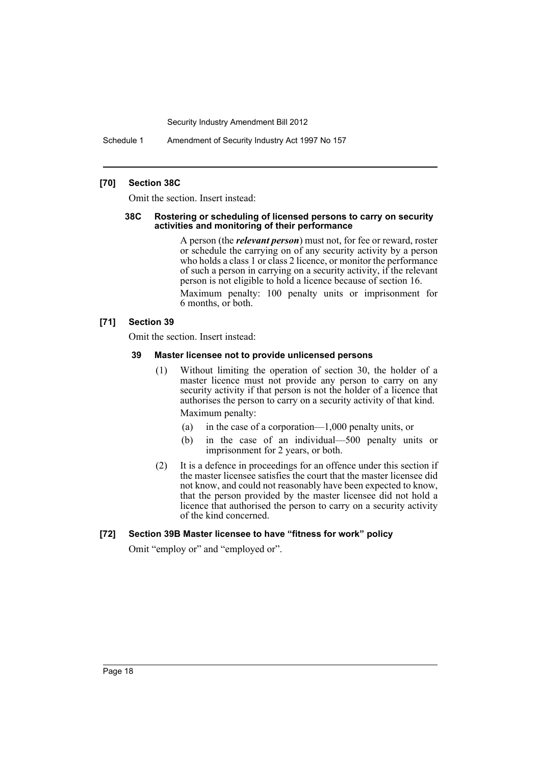### [70] Section 38C

Omit the section. Insert instead:

#### 38C Rostering or scheduling of licensed persons to carry on security activities and monitoring of their performance

A person (the ***relevant person***) must not, for fee or reward, roster or schedule the carrying on of any security activity by a person who holds a class 1 or class 2 licence, or monitor the performance of such a person in carrying on a security activity, if the relevant person is not eligible to hold a licence because of section 16.

Maximum penalty: 100 penalty units or imprisonment for 6 months, or both.

### [71] Section 39

Omit the section. Insert instead:

#### 39 Master licensee not to provide unlicensed persons

(1) Without limiting the operation of section 30, the holder of a master licence must not provide any person to carry on any security activity if that person is not the holder of a licence that authorises the person to carry on a security activity of that kind.

Maximum penalty:

(a) in the case of a corporation—1,000 penalty units, or

(b) in the case of an individual—500 penalty units or imprisonment for 2 years, or both.

(2) It is a defence in proceedings for an offence under this section if the master licensee satisfies the court that the master licensee did not know, and could not reasonably have been expected to know, that the person provided by the master licensee did not hold a licence that authorised the person to carry on a security activity of the kind concerned.

### [72] Section 39B Master licensee to have "fitness for work" policy

Omit "employ or" and "employed or".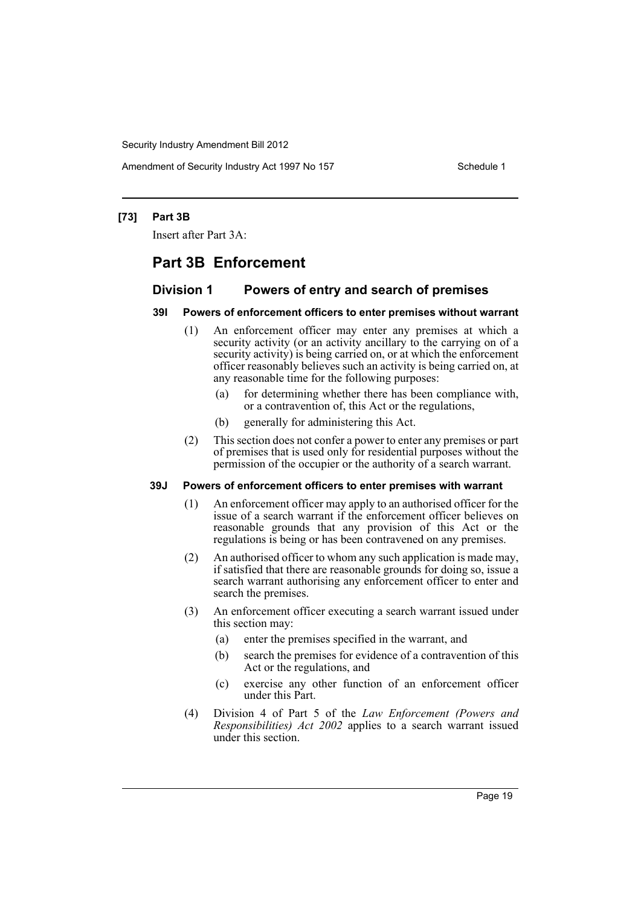**[73] Part 3B**

Insert after Part 3A:

# Part 3B Enforcement

## Division 1 Powers of entry and search of premises

### 39I Powers of enforcement officers to enter premises without warrant

(1) An enforcement officer may enter any premises at which a security activity (or an activity ancillary to the carrying on of a security activity) is being carried on, or at which the enforcement officer reasonably believes such an activity is being carried on, at any reasonable time for the following purposes:

- (a) for determining whether there has been compliance with, or a contravention of, this Act or the regulations,
- (b) generally for administering this Act.

(2) This section does not confer a power to enter any premises or part of premises that is used only for residential purposes without the permission of the occupier or the authority of a search warrant.

### 39J Powers of enforcement officers to enter premises with warrant

(1) An enforcement officer may apply to an authorised officer for the issue of a search warrant if the enforcement officer believes on reasonable grounds that any provision of this Act or the regulations is being or has been contravened on any premises.

(2) An authorised officer to whom any such application is made may, if satisfied that there are reasonable grounds for doing so, issue a search warrant authorising any enforcement officer to enter and search the premises.

(3) An enforcement officer executing a search warrant issued under this section may:

- (a) enter the premises specified in the warrant, and
- (b) search the premises for evidence of a contravention of this Act or the regulations, and
- (c) exercise any other function of an enforcement officer under this Part.

(4) Division 4 of Part 5 of the *Law Enforcement (Powers and Responsibilities) Act 2002* applies to a search warrant issued under this section.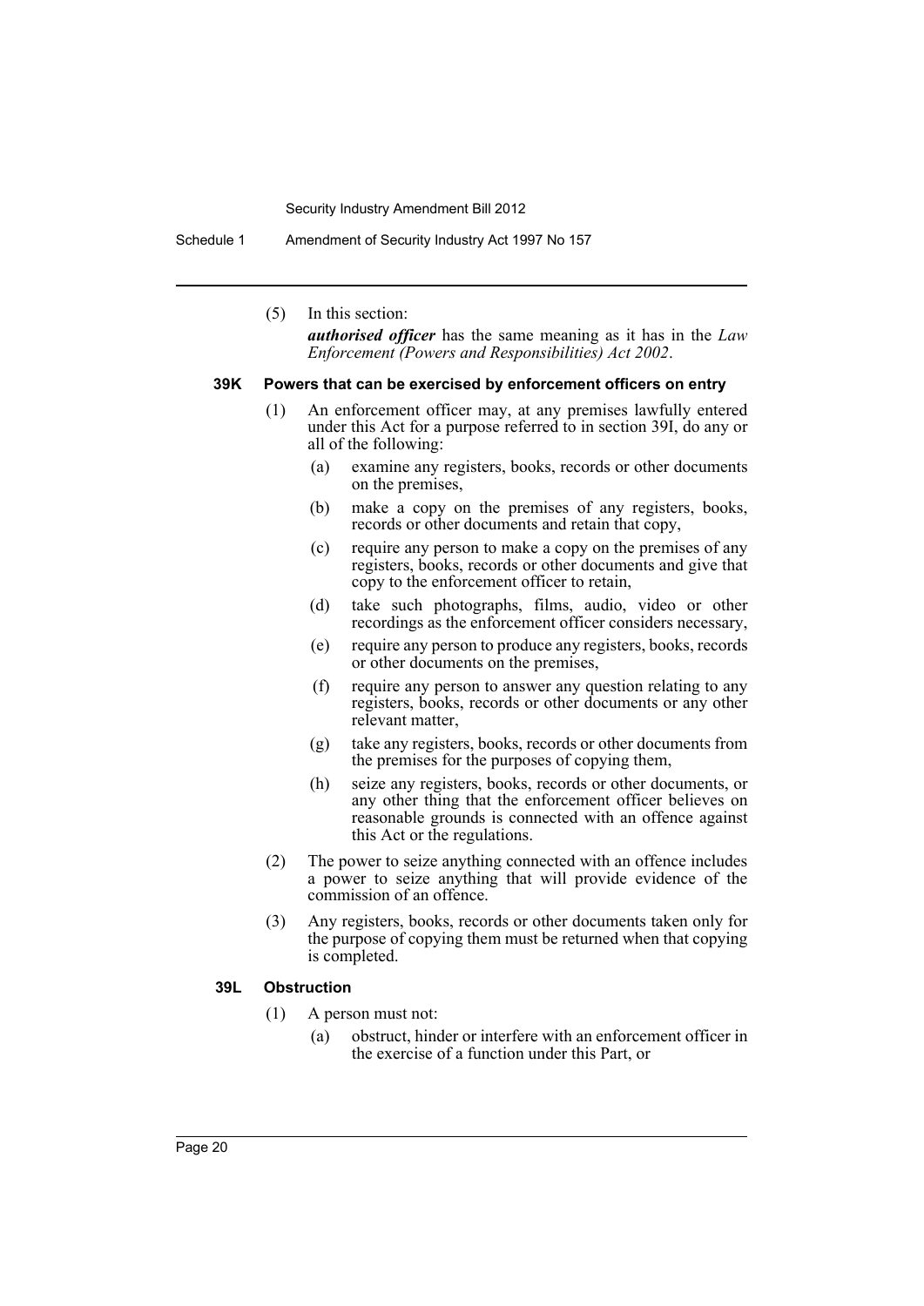(5) In this section:

***authorised officer*** has the same meaning as it has in the *Law Enforcement (Powers and Responsibilities) Act 2002*.

### 39K Powers that can be exercised by enforcement officers on entry

(1) An enforcement officer may, at any premises lawfully entered under this Act for a purpose referred to in section 39I, do any or all of the following:

- (a) examine any registers, books, records or other documents on the premises,
- (b) make a copy on the premises of any registers, books, records or other documents and retain that copy,
- (c) require any person to make a copy on the premises of any registers, books, records or other documents and give that copy to the enforcement officer to retain,
- (d) take such photographs, films, audio, video or other recordings as the enforcement officer considers necessary,
- (e) require any person to produce any registers, books, records or other documents on the premises,
- (f) require any person to answer any question relating to any registers, books, records or other documents or any other relevant matter,
- (g) take any registers, books, records or other documents from the premises for the purposes of copying them,
- (h) seize any registers, books, records or other documents, or any other thing that the enforcement officer believes on reasonable grounds is connected with an offence against this Act or the regulations.

(2) The power to seize anything connected with an offence includes a power to seize anything that will provide evidence of the commission of an offence.

(3) Any registers, books, records or other documents taken only for the purpose of copying them must be returned when that copying is completed.

### 39L Obstruction

(1) A person must not:

- (a) obstruct, hinder or interfere with an enforcement officer in the exercise of a function under this Part, or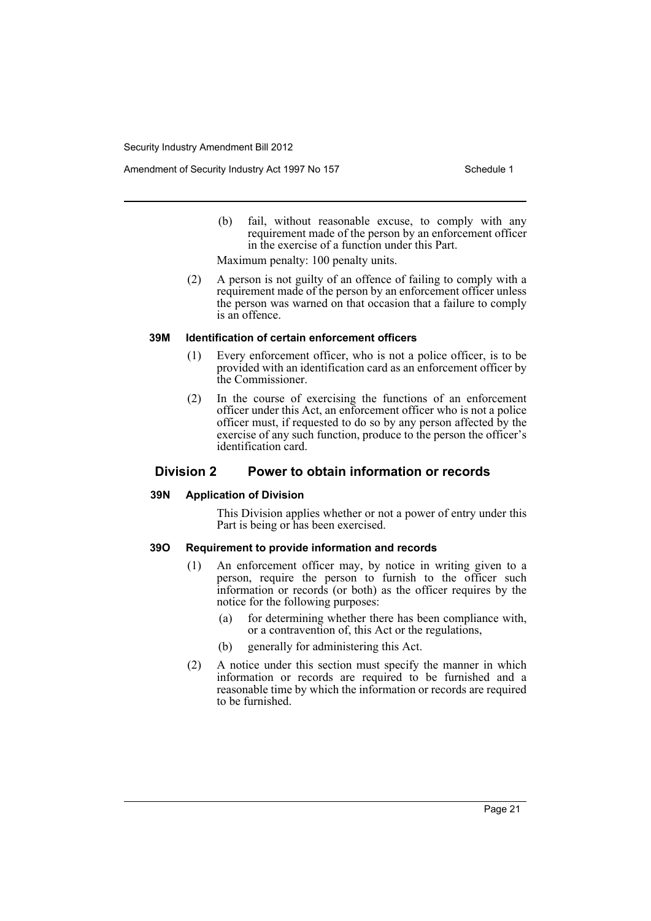(b) fail, without reasonable excuse, to comply with any requirement made of the person by an enforcement officer in the exercise of a function under this Part.

Maximum penalty: 100 penalty units.

(2) A person is not guilty of an offence of failing to comply with a requirement made of the person by an enforcement officer unless the person was warned on that occasion that a failure to comply is an offence.

#### 39M Identification of certain enforcement officers

(1) Every enforcement officer, who is not a police officer, is to be provided with an identification card as an enforcement officer by the Commissioner.

(2) In the course of exercising the functions of an enforcement officer under this Act, an enforcement officer who is not a police officer must, if requested to do so by any person affected by the exercise of any such function, produce to the person the officer's identification card.

### Division 2 Power to obtain information or records

#### 39N Application of Division

This Division applies whether or not a power of entry under this Part is being or has been exercised.

#### 39O Requirement to provide information and records

(1) An enforcement officer may, by notice in writing given to a person, require the person to furnish to the officer such information or records (or both) as the officer requires by the notice for the following purposes:

(a) for determining whether there has been compliance with, or a contravention of, this Act or the regulations,

(b) generally for administering this Act.

(2) A notice under this section must specify the manner in which information or records are required to be furnished and a reasonable time by which the information or records are required to be furnished.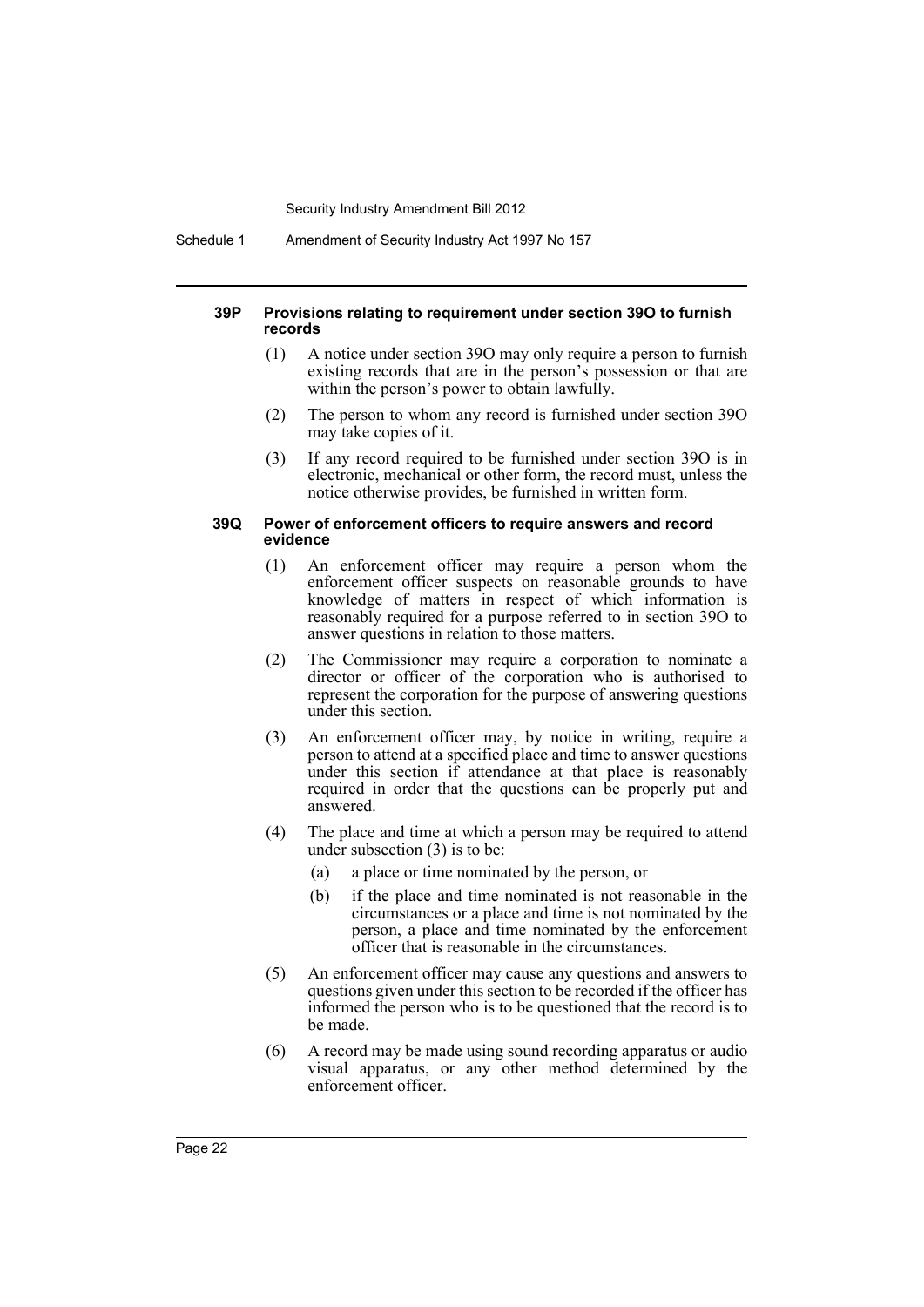#### 39P Provisions relating to requirement under section 39O to furnish records

(1) A notice under section 39O may only require a person to furnish existing records that are in the person's possession or that are within the person's power to obtain lawfully.

(2) The person to whom any record is furnished under section 39O may take copies of it.

(3) If any record required to be furnished under section 39O is in electronic, mechanical or other form, the record must, unless the notice otherwise provides, be furnished in written form.

#### 39Q Power of enforcement officers to require answers and record evidence

(1) An enforcement officer may require a person whom the enforcement officer suspects on reasonable grounds to have knowledge of matters in respect of which information is reasonably required for a purpose referred to in section 39O to answer questions in relation to those matters.

(2) The Commissioner may require a corporation to nominate a director or officer of the corporation who is authorised to represent the corporation for the purpose of answering questions under this section.

(3) An enforcement officer may, by notice in writing, require a person to attend at a specified place and time to answer questions under this section if attendance at that place is reasonably required in order that the questions can be properly put and answered.

(4) The place and time at which a person may be required to attend under subsection (3) is to be:

  (a) a place or time nominated by the person, or

  (b) if the place and time nominated is not reasonable in the circumstances or a place and time is not nominated by the person, a place and time nominated by the enforcement officer that is reasonable in the circumstances.

(5) An enforcement officer may cause any questions and answers to questions given under this section to be recorded if the officer has informed the person who is to be questioned that the record is to be made.

(6) A record may be made using sound recording apparatus or audio visual apparatus, or any other method determined by the enforcement officer.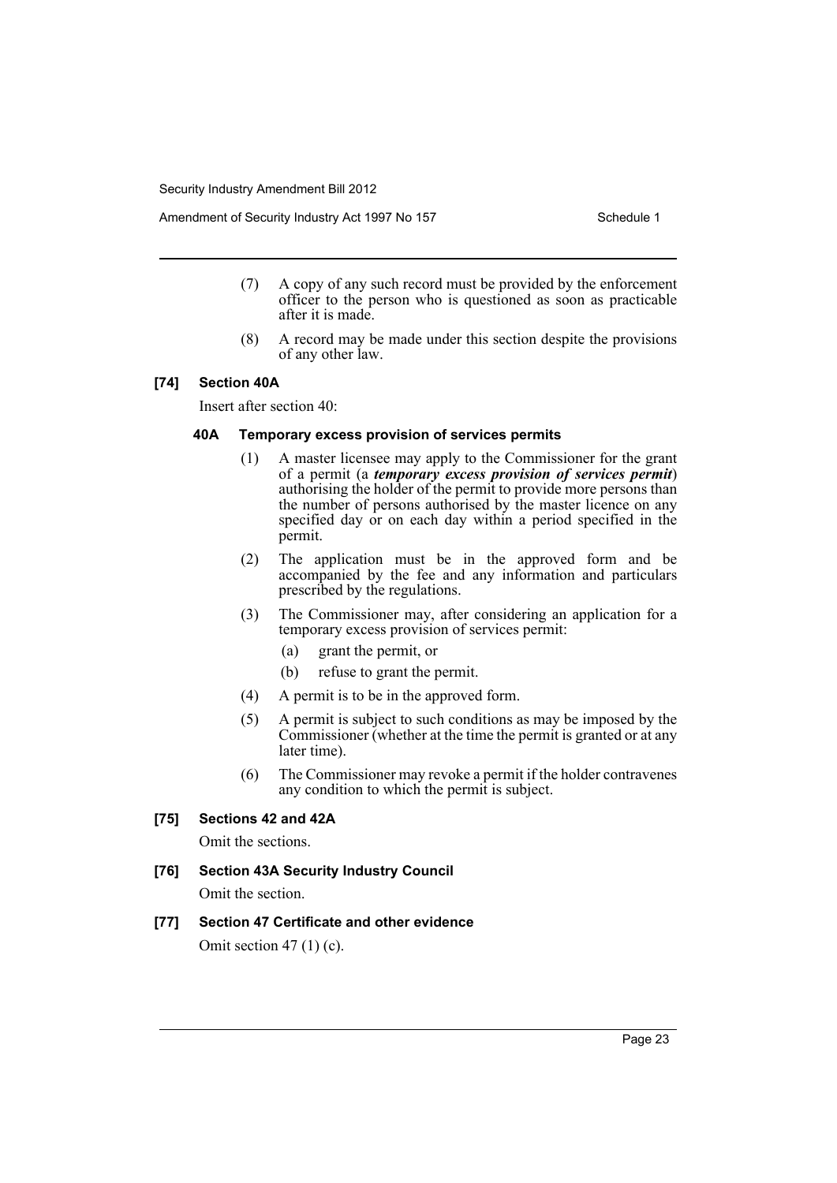(7) A copy of any such record must be provided by the enforcement officer to the person who is questioned as soon as practicable after it is made.

(8) A record may be made under this section despite the provisions of any other law.

### [74] Section 40A

Insert after section 40:

#### 40A Temporary excess provision of services permits

(1) A master licensee may apply to the Commissioner for the grant of a permit (a ***temporary excess provision of services permit***) authorising the holder of the permit to provide more persons than the number of persons authorised by the master licence on any specified day or on each day within a period specified in the permit.

(2) The application must be in the approved form and be accompanied by the fee and any information and particulars prescribed by the regulations.

(3) The Commissioner may, after considering an application for a temporary excess provision of services permit:

(a) grant the permit, or

(b) refuse to grant the permit.

(4) A permit is to be in the approved form.

(5) A permit is subject to such conditions as may be imposed by the Commissioner (whether at the time the permit is granted or at any later time).

(6) The Commissioner may revoke a permit if the holder contravenes any condition to which the permit is subject.

### [75] Sections 42 and 42A

Omit the sections.

### [76] Section 43A Security Industry Council

Omit the section.

### [77] Section 47 Certificate and other evidence

Omit section 47 (1) (c).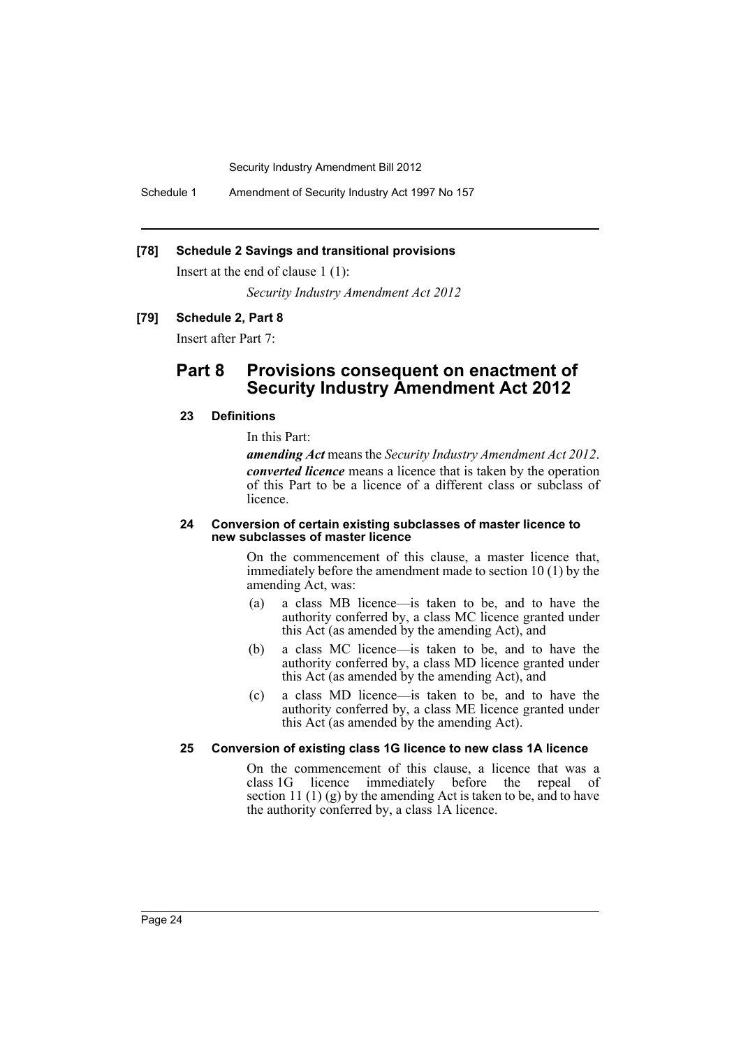**[78] Schedule 2 Savings and transitional provisions**

Insert at the end of clause 1 (1):

*Security Industry Amendment Act 2012*

**[79] Schedule 2, Part 8**

Insert after Part 7:

## Part 8 Provisions consequent on enactment of Security Industry Amendment Act 2012

### 23 Definitions

In this Part:

***amending Act*** means the *Security Industry Amendment Act 2012*.

***converted licence*** means a licence that is taken by the operation of this Part to be a licence of a different class or subclass of licence.

### 24 Conversion of certain existing subclasses of master licence to new subclasses of master licence

On the commencement of this clause, a master licence that, immediately before the amendment made to section 10 (1) by the amending Act, was:

(a) a class MB licence—is taken to be, and to have the authority conferred by, a class MC licence granted under this Act (as amended by the amending Act), and

(b) a class MC licence—is taken to be, and to have the authority conferred by, a class MD licence granted under this Act (as amended by the amending Act), and

(c) a class MD licence—is taken to be, and to have the authority conferred by, a class ME licence granted under this Act (as amended by the amending Act).

### 25 Conversion of existing class 1G licence to new class 1A licence

On the commencement of this clause, a licence that was a class 1G licence immediately before the repeal of section 11 (1) (g) by the amending Act is taken to be, and to have the authority conferred by, a class 1A licence.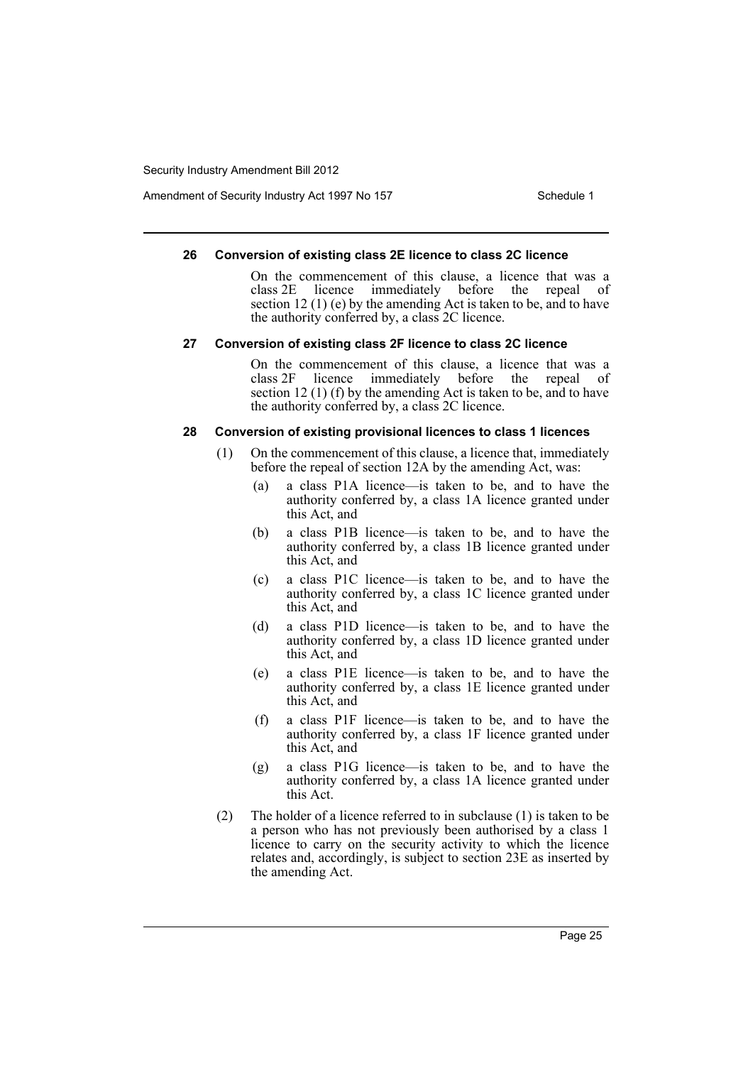#### 26 Conversion of existing class 2E licence to class 2C licence

On the commencement of this clause, a licence that was a class 2E licence immediately before the repeal of section 12 (1) (e) by the amending Act is taken to be, and to have the authority conferred by, a class 2C licence.

#### 27 Conversion of existing class 2F licence to class 2C licence

On the commencement of this clause, a licence that was a class 2F licence immediately before the repeal of section 12 (1) (f) by the amending Act is taken to be, and to have the authority conferred by, a class 2C licence.

#### 28 Conversion of existing provisional licences to class 1 licences

(1) On the commencement of this clause, a licence that, immediately before the repeal of section 12A by the amending Act, was:

- (a) a class P1A licence—is taken to be, and to have the authority conferred by, a class 1A licence granted under this Act, and
- (b) a class P1B licence—is taken to be, and to have the authority conferred by, a class 1B licence granted under this Act, and
- (c) a class P1C licence—is taken to be, and to have the authority conferred by, a class 1C licence granted under this Act, and
- (d) a class P1D licence—is taken to be, and to have the authority conferred by, a class 1D licence granted under this Act, and
- (e) a class P1E licence—is taken to be, and to have the authority conferred by, a class 1E licence granted under this Act, and
- (f) a class P1F licence—is taken to be, and to have the authority conferred by, a class 1F licence granted under this Act, and
- (g) a class P1G licence—is taken to be, and to have the authority conferred by, a class 1A licence granted under this Act.

(2) The holder of a licence referred to in subclause (1) is taken to be a person who has not previously been authorised by a class 1 licence to carry on the security activity to which the licence relates and, accordingly, is subject to section 23E as inserted by the amending Act.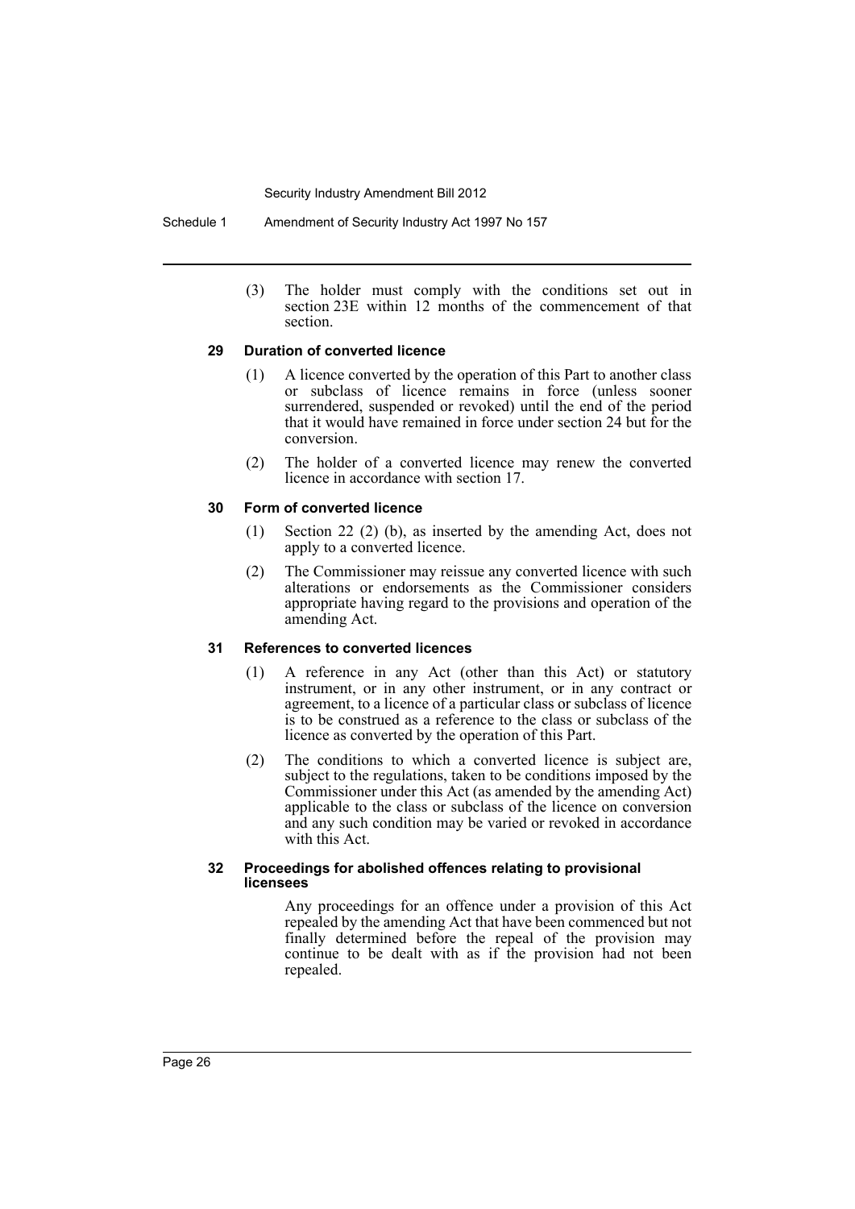(3) The holder must comply with the conditions set out in section 23E within 12 months of the commencement of that section.

### 29 Duration of converted licence

(1) A licence converted by the operation of this Part to another class or subclass of licence remains in force (unless sooner surrendered, suspended or revoked) until the end of the period that it would have remained in force under section 24 but for the conversion.

(2) The holder of a converted licence may renew the converted licence in accordance with section 17.

### 30 Form of converted licence

(1) Section 22 (2) (b), as inserted by the amending Act, does not apply to a converted licence.

(2) The Commissioner may reissue any converted licence with such alterations or endorsements as the Commissioner considers appropriate having regard to the provisions and operation of the amending Act.

### 31 References to converted licences

(1) A reference in any Act (other than this Act) or statutory instrument, or in any other instrument, or in any contract or agreement, to a licence of a particular class or subclass of licence is to be construed as a reference to the class or subclass of the licence as converted by the operation of this Part.

(2) The conditions to which a converted licence is subject are, subject to the regulations, taken to be conditions imposed by the Commissioner under this Act (as amended by the amending Act) applicable to the class or subclass of the licence on conversion and any such condition may be varied or revoked in accordance with this Act.

### 32 Proceedings for abolished offences relating to provisional licensees

Any proceedings for an offence under a provision of this Act repealed by the amending Act that have been commenced but not finally determined before the repeal of the provision may continue to be dealt with as if the provision had not been repealed.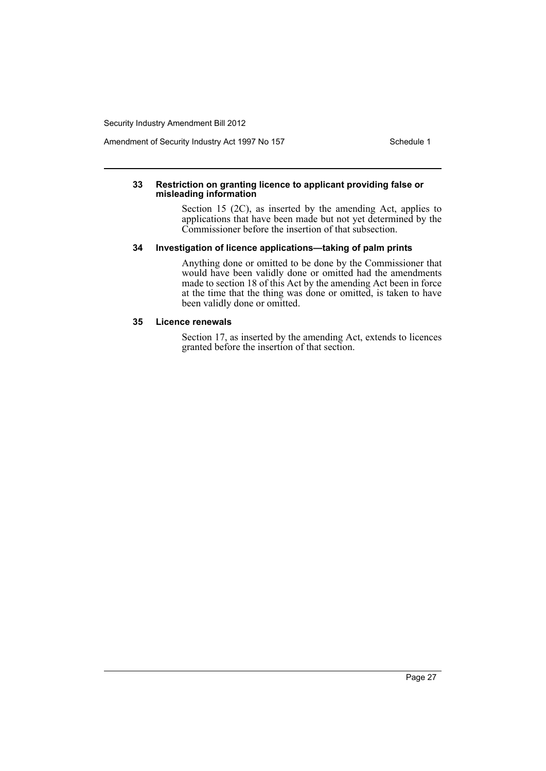**33 Restriction on granting licence to applicant providing false or misleading information**

Section 15 (2C), as inserted by the amending Act, applies to applications that have been made but not yet determined by the Commissioner before the insertion of that subsection.

**34 Investigation of licence applications—taking of palm prints**

Anything done or omitted to be done by the Commissioner that would have been validly done or omitted had the amendments made to section 18 of this Act by the amending Act been in force at the time that the thing was done or omitted, is taken to have been validly done or omitted.

**35 Licence renewals**

Section 17, as inserted by the amending Act, extends to licences granted before the insertion of that section.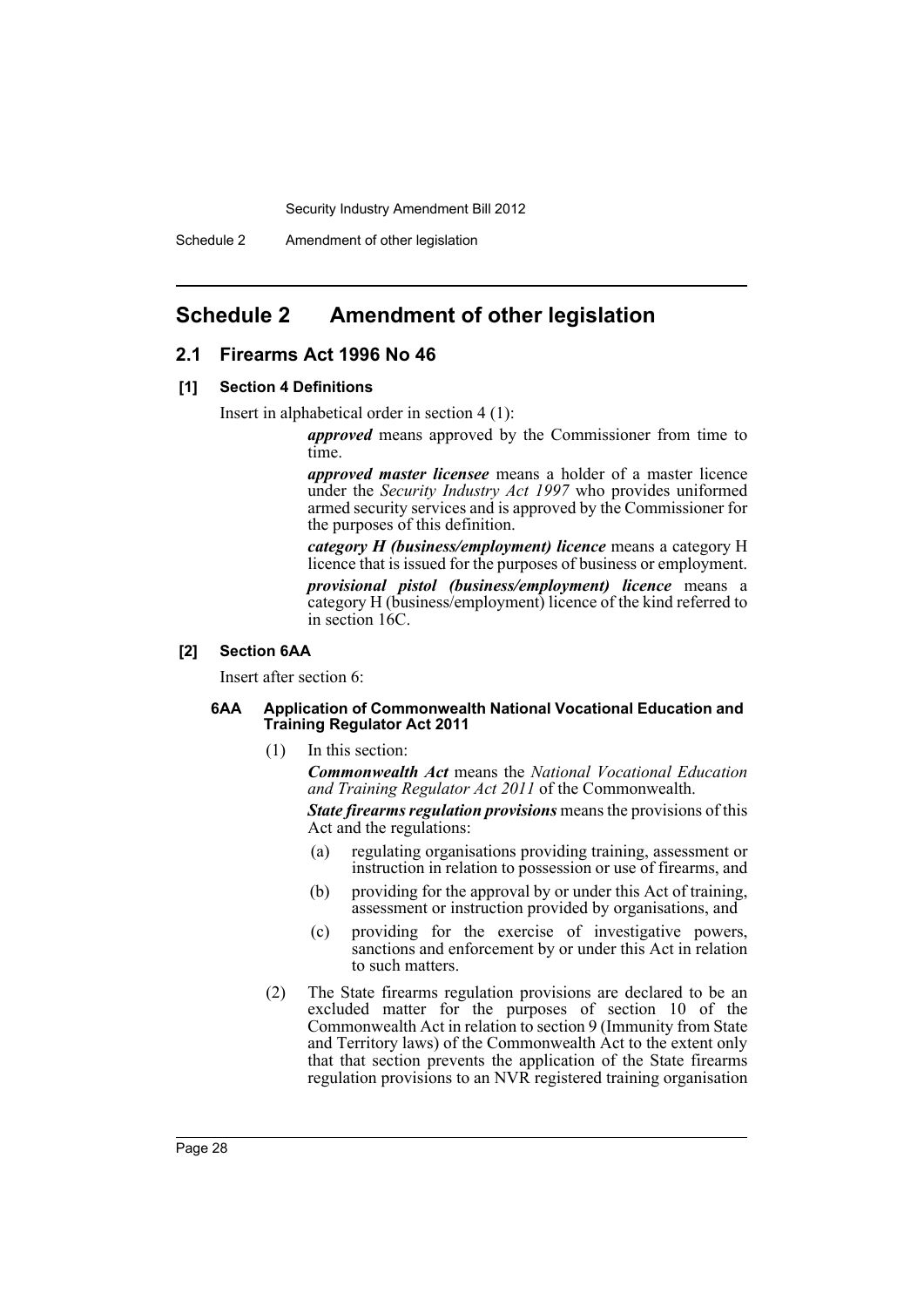# Schedule 2 Amendment of other legislation

## 2.1 Firearms Act 1996 No 46

### [1] Section 4 Definitions

Insert in alphabetical order in section 4 (1):

> ***approved*** means approved by the Commissioner from time to time.
>
> ***approved master licensee*** means a holder of a master licence under the *Security Industry Act 1997* who provides uniformed armed security services and is approved by the Commissioner for the purposes of this definition.
>
> ***category H (business/employment) licence*** means a category H licence that is issued for the purposes of business or employment.
>
> ***provisional pistol (business/employment) licence*** means a category H (business/employment) licence of the kind referred to in section 16C.

### [2] Section 6AA

Insert after section 6:

#### 6AA Application of Commonwealth National Vocational Education and Training Regulator Act 2011

(1) In this section:

***Commonwealth Act*** means the *National Vocational Education and Training Regulator Act 2011* of the Commonwealth.

***State firearms regulation provisions*** means the provisions of this Act and the regulations:

- (a) regulating organisations providing training, assessment or instruction in relation to possession or use of firearms, and
- (b) providing for the approval by or under this Act of training, assessment or instruction provided by organisations, and
- (c) providing for the exercise of investigative powers, sanctions and enforcement by or under this Act in relation to such matters.

(2) The State firearms regulation provisions are declared to be an excluded matter for the purposes of section 10 of the Commonwealth Act in relation to section 9 (Immunity from State and Territory laws) of the Commonwealth Act to the extent only that that section prevents the application of the State firearms regulation provisions to an NVR registered training organisation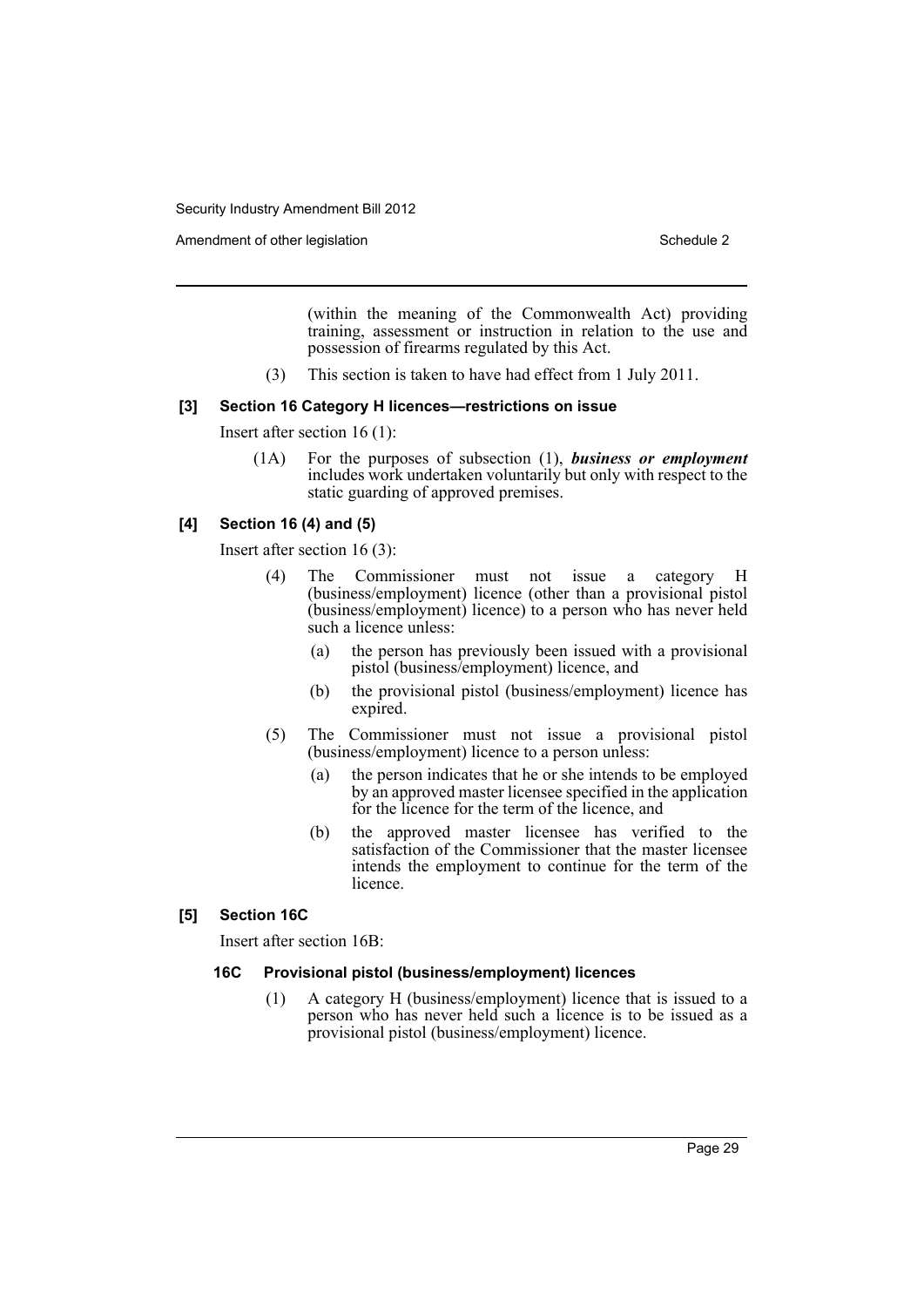(within the meaning of the Commonwealth Act) providing training, assessment or instruction in relation to the use and possession of firearms regulated by this Act.

(3) This section is taken to have had effect from 1 July 2011.

### [3] Section 16 Category H licences—restrictions on issue

Insert after section 16 (1):

(1A) For the purposes of subsection (1), ***business or employment*** includes work undertaken voluntarily but only with respect to the static guarding of approved premises.

### [4] Section 16 (4) and (5)

Insert after section 16 (3):

(4) The Commissioner must not issue a category H (business/employment) licence (other than a provisional pistol (business/employment) licence) to a person who has never held such a licence unless:

(a) the person has previously been issued with a provisional pistol (business/employment) licence, and

(b) the provisional pistol (business/employment) licence has expired.

(5) The Commissioner must not issue a provisional pistol (business/employment) licence to a person unless:

(a) the person indicates that he or she intends to be employed by an approved master licensee specified in the application for the licence for the term of the licence, and

(b) the approved master licensee has verified to the satisfaction of the Commissioner that the master licensee intends the employment to continue for the term of the licence.

### [5] Section 16C

Insert after section 16B:

#### 16C Provisional pistol (business/employment) licences

(1) A category H (business/employment) licence that is issued to a person who has never held such a licence is to be issued as a provisional pistol (business/employment) licence.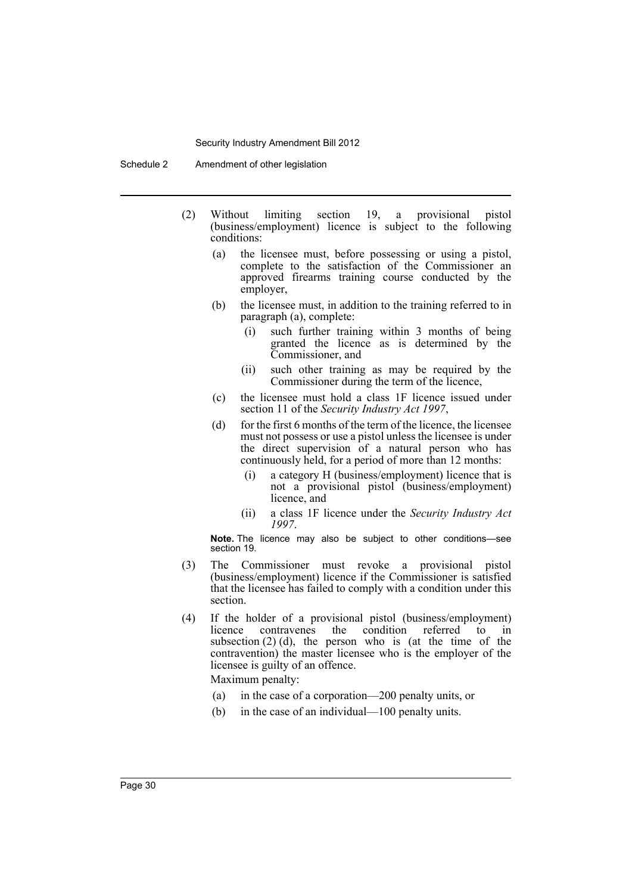(2) Without limiting section 19, a provisional pistol (business/employment) licence is subject to the following conditions:

(a) the licensee must, before possessing or using a pistol, complete to the satisfaction of the Commissioner an approved firearms training course conducted by the employer,

(b) the licensee must, in addition to the training referred to in paragraph (a), complete:

(i) such further training within 3 months of being granted the licence as is determined by the Commissioner, and

(ii) such other training as may be required by the Commissioner during the term of the licence,

(c) the licensee must hold a class 1F licence issued under section 11 of the *Security Industry Act 1997*,

(d) for the first 6 months of the term of the licence, the licensee must not possess or use a pistol unless the licensee is under the direct supervision of a natural person who has continuously held, for a period of more than 12 months:

(i) a category H (business/employment) licence that is not a provisional pistol (business/employment) licence, and

(ii) a class 1F licence under the *Security Industry Act 1997*.

**Note.** The licence may also be subject to other conditions—see section 19.

(3) The Commissioner must revoke a provisional pistol (business/employment) licence if the Commissioner is satisfied that the licensee has failed to comply with a condition under this section.

(4) If the holder of a provisional pistol (business/employment) licence contravenes the condition referred to in subsection (2) (d), the person who is (at the time of the contravention) the master licensee who is the employer of the licensee is guilty of an offence.

Maximum penalty:

(a) in the case of a corporation—200 penalty units, or

(b) in the case of an individual—100 penalty units.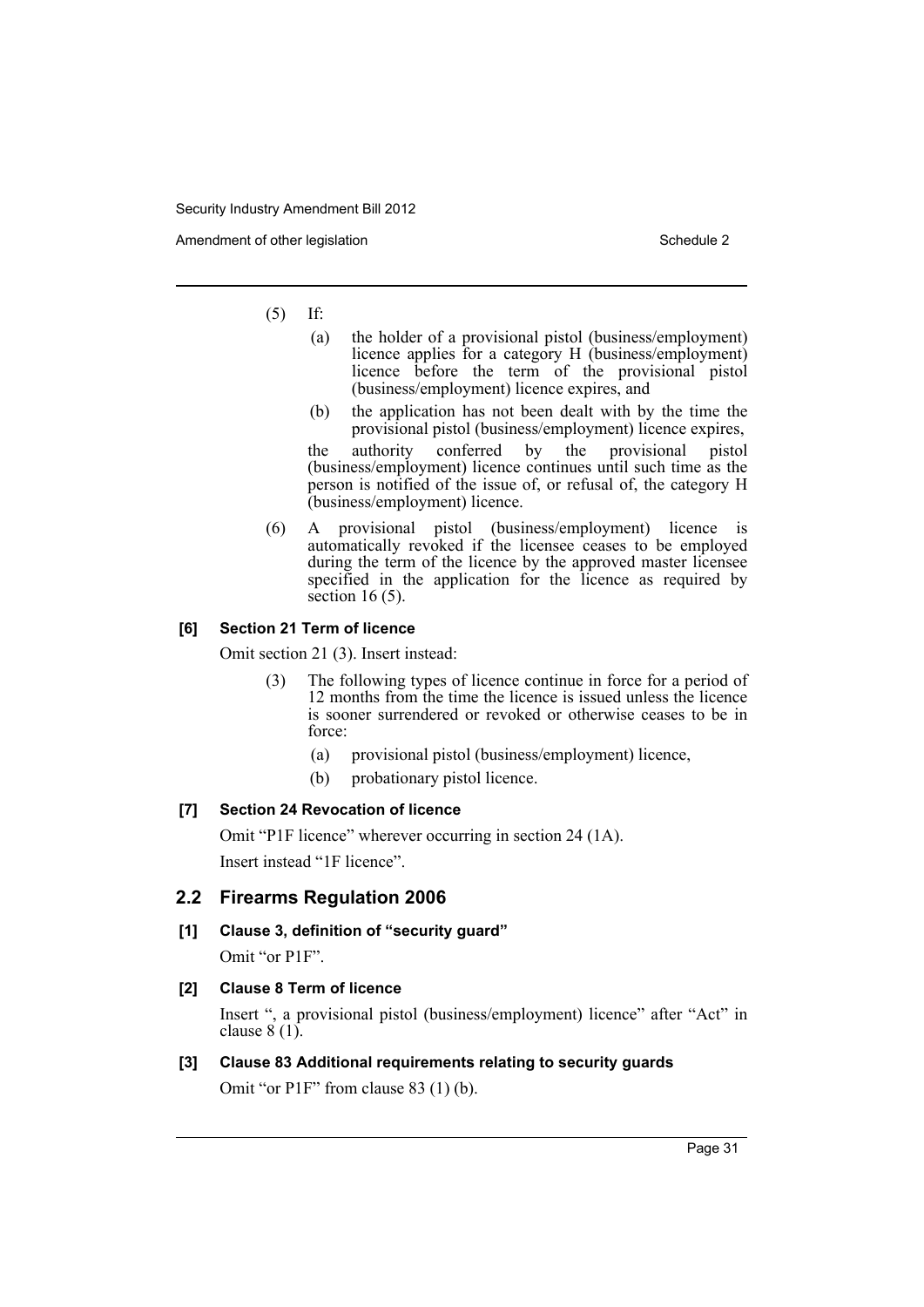(5) If:

(a) the holder of a provisional pistol (business/employment) licence applies for a category H (business/employment) licence before the term of the provisional pistol (business/employment) licence expires, and

(b) the application has not been dealt with by the time the provisional pistol (business/employment) licence expires,

the authority conferred by the provisional pistol (business/employment) licence continues until such time as the person is notified of the issue of, or refusal of, the category H (business/employment) licence.

(6) A provisional pistol (business/employment) licence is automatically revoked if the licensee ceases to be employed during the term of the licence by the approved master licensee specified in the application for the licence as required by section 16 (5).

#### [6] Section 21 Term of licence

Omit section 21 (3). Insert instead:

(3) The following types of licence continue in force for a period of 12 months from the time the licence is issued unless the licence is sooner surrendered or revoked or otherwise ceases to be in force:

(a) provisional pistol (business/employment) licence,

(b) probationary pistol licence.

#### [7] Section 24 Revocation of licence

Omit "P1F licence" wherever occurring in section 24 (1A).

Insert instead "1F licence".

## 2.2 Firearms Regulation 2006

#### [1] Clause 3, definition of "security guard"

Omit "or P1F".

#### [2] Clause 8 Term of licence

Insert ", a provisional pistol (business/employment) licence" after "Act" in clause 8 (1).

#### [3] Clause 83 Additional requirements relating to security guards

Omit "or P1F" from clause 83 (1) (b).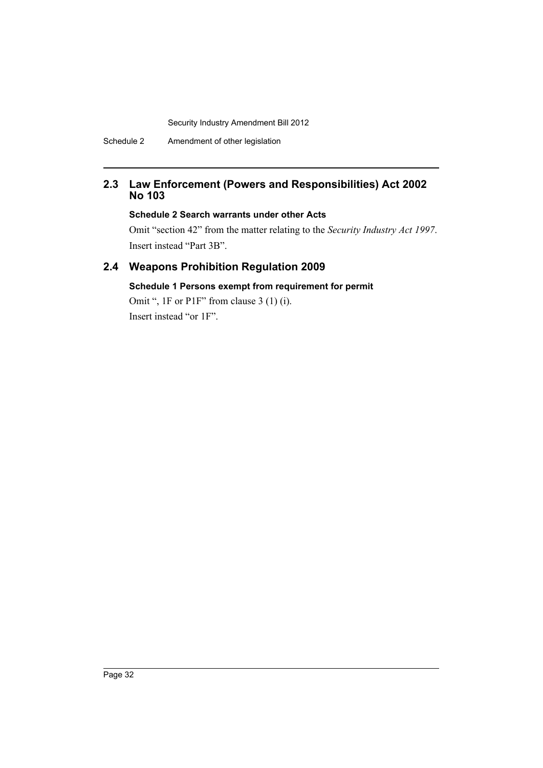## 2.3 Law Enforcement (Powers and Responsibilities) Act 2002 No 103

### Schedule 2 Search warrants under other Acts

Omit “section 42” from the matter relating to the *Security Industry Act 1997*. Insert instead “Part 3B”.

## 2.4 Weapons Prohibition Regulation 2009

### Schedule 1 Persons exempt from requirement for permit

Omit “, 1F or P1F” from clause 3 (1) (i).

Insert instead “or 1F”.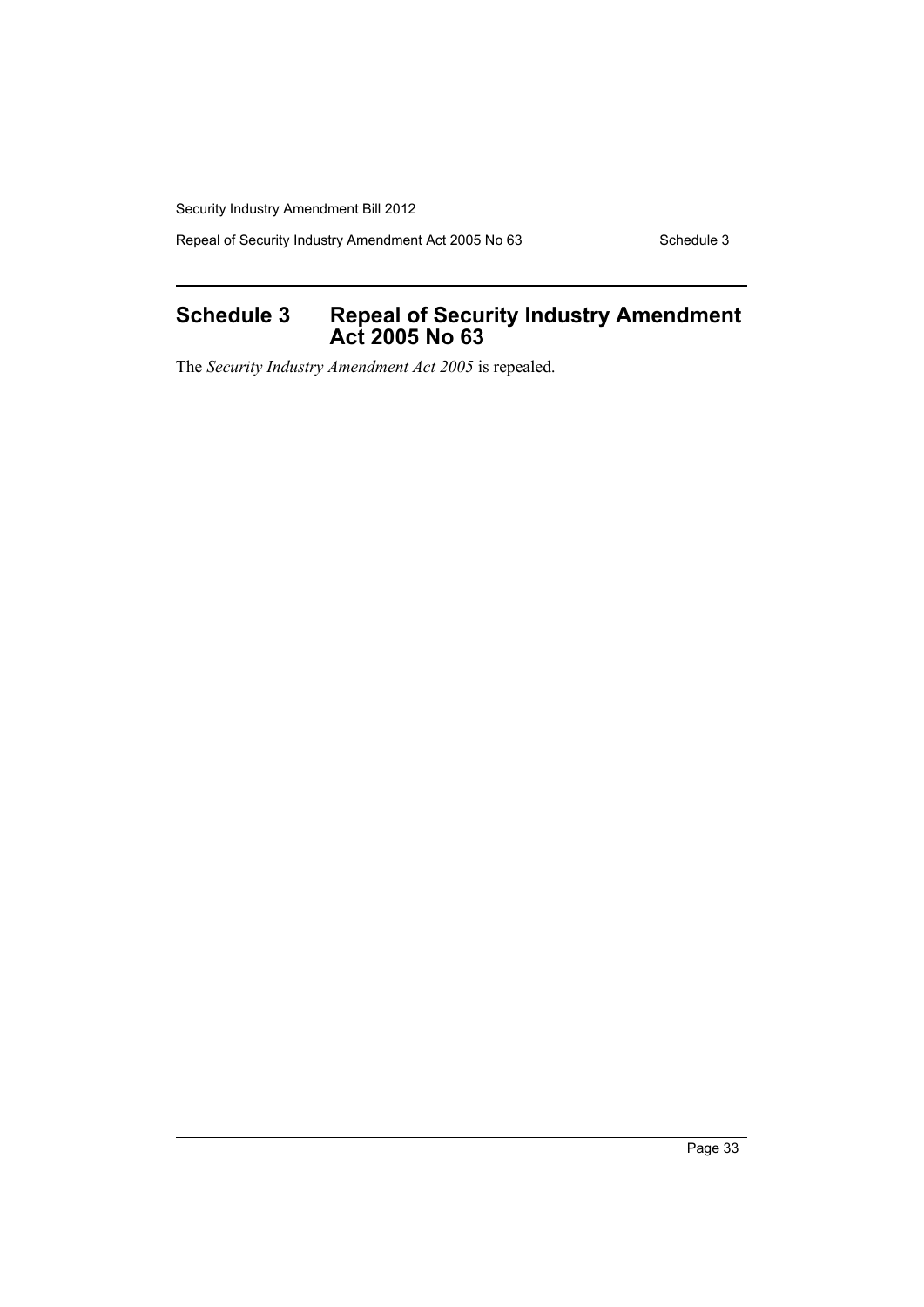# Schedule 3 Repeal of Security Industry Amendment Act 2005 No 63

The *Security Industry Amendment Act 2005* is repealed.